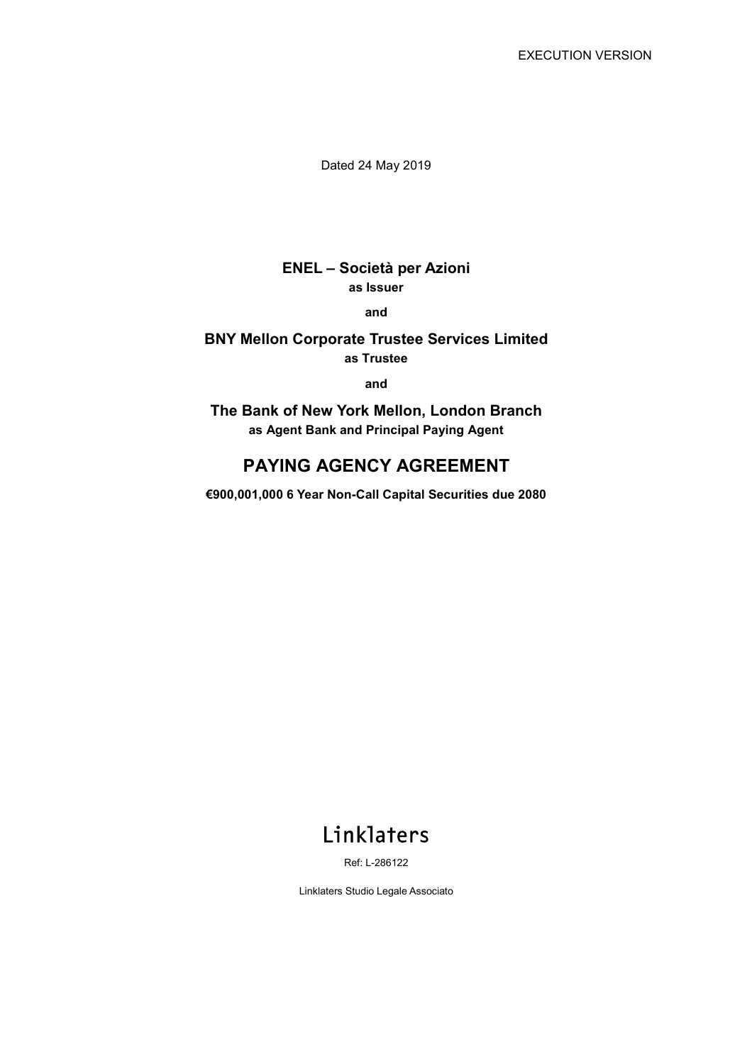EXECUTION VERSION

Dated 24 May 2019

**ENEL – Società per Azioni**
**as Issuer**

**and**

**BNY Mellon Corporate Trustee Services Limited**
**as Trustee**

**and**

**The Bank of New York Mellon, London Branch**
**as Agent Bank and Principal Paying Agent**

# PAYING AGENCY AGREEMENT

**€900,001,000 6 Year Non-Call Capital Securities due 2080**

Linklaters

Ref: L-286122

Linklaters Studio Legale Associato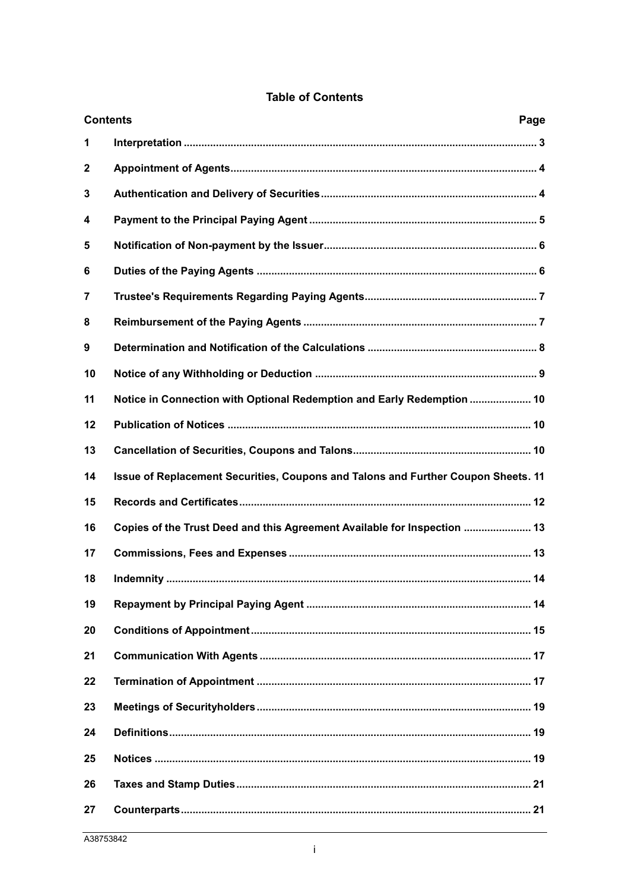# Table of Contents

| Contents | | Page |
|---|---|---|
| 1 | Interpretation | 3 |
| 2 | Appointment of Agents | 4 |
| 3 | Authentication and Delivery of Securities | 4 |
| 4 | Payment to the Principal Paying Agent | 5 |
| 5 | Notification of Non-payment by the Issuer | 6 |
| 6 | Duties of the Paying Agents | 6 |
| 7 | Trustee's Requirements Regarding Paying Agents | 7 |
| 8 | Reimbursement of the Paying Agents | 7 |
| 9 | Determination and Notification of the Calculations | 8 |
| 10 | Notice of any Withholding or Deduction | 9 |
| 11 | Notice in Connection with Optional Redemption and Early Redemption | 10 |
| 12 | Publication of Notices | 10 |
| 13 | Cancellation of Securities, Coupons and Talons | 10 |
| 14 | Issue of Replacement Securities, Coupons and Talons and Further Coupon Sheets | 11 |
| 15 | Records and Certificates | 12 |
| 16 | Copies of the Trust Deed and this Agreement Available for Inspection | 13 |
| 17 | Commissions, Fees and Expenses | 13 |
| 18 | Indemnity | 14 |
| 19 | Repayment by Principal Paying Agent | 14 |
| 20 | Conditions of Appointment | 15 |
| 21 | Communication With Agents | 17 |
| 22 | Termination of Appointment | 17 |
| 23 | Meetings of Securityholders | 19 |
| 24 | Definitions | 19 |
| 25 | Notices | 19 |
| 26 | Taxes and Stamp Duties | 21 |
| 27 | Counterparts | 21 |

A38753842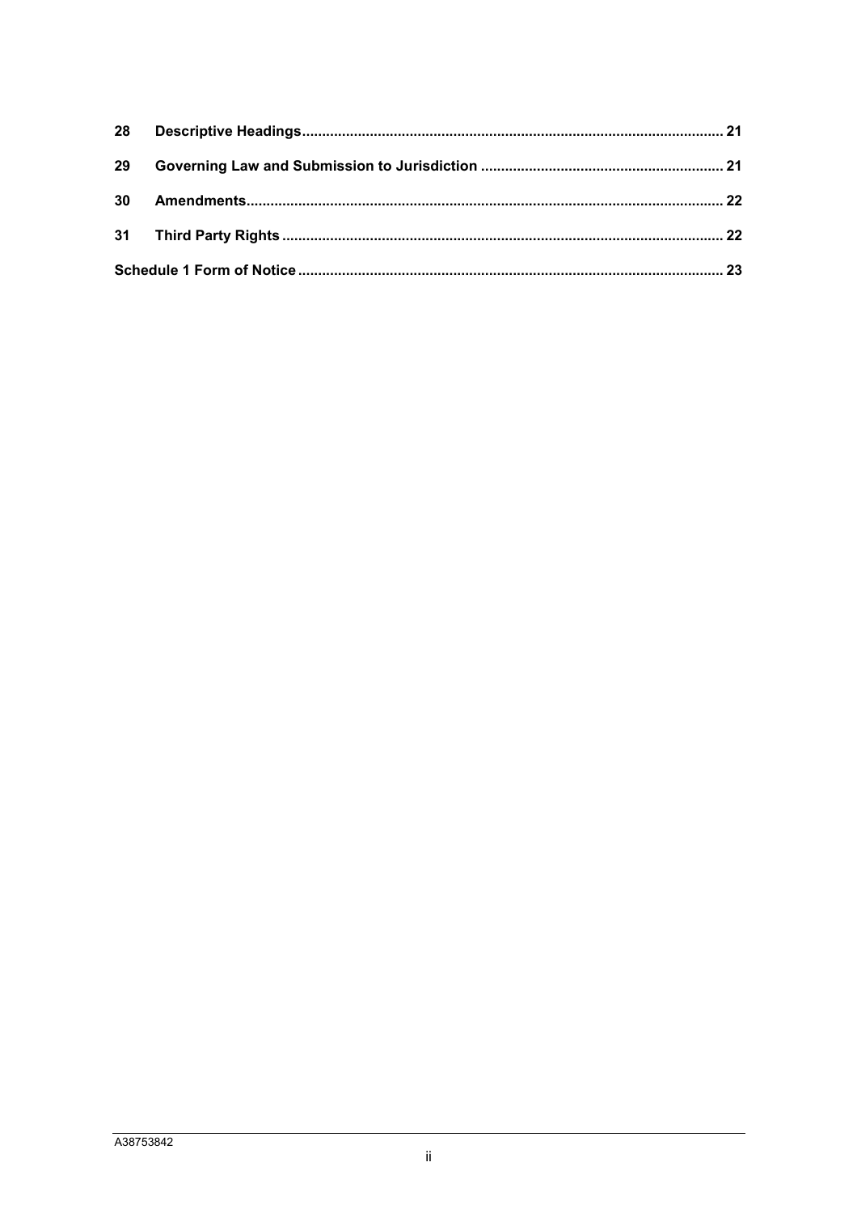| | | |
|---|---|---|
| **28** | **Descriptive Headings** | **21** |
| **29** | **Governing Law and Submission to Jurisdiction** | **21** |
| **30** | **Amendments** | **22** |
| **31** | **Third Party Rights** | **22** |
| **Schedule 1 Form of Notice** | | **23** |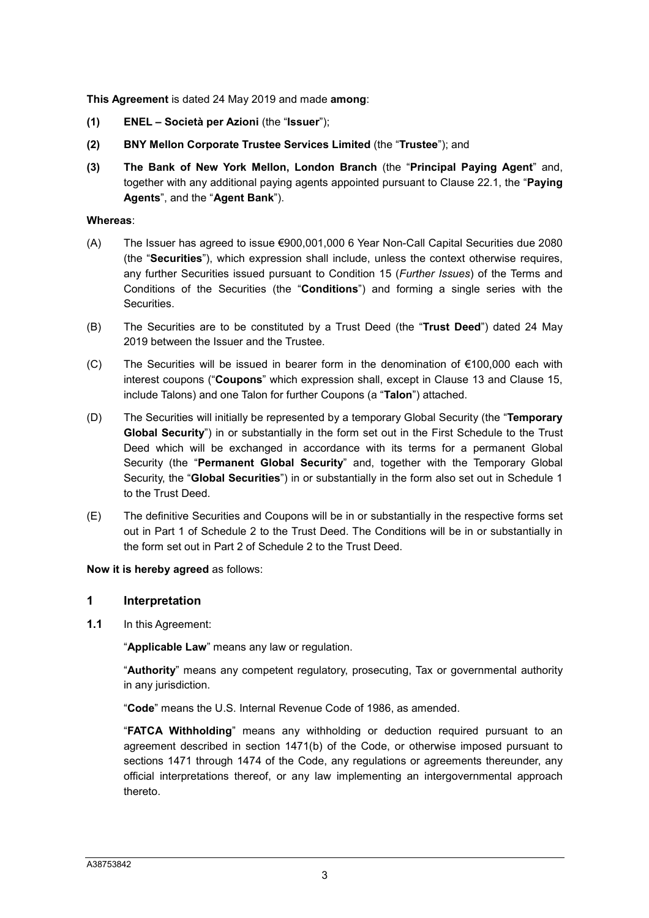**This Agreement** is dated 24 May 2019 and made **among**:

**(1) ENEL – Società per Azioni** (the "**Issuer**");

**(2) BNY Mellon Corporate Trustee Services Limited** (the "**Trustee**"); and

**(3) The Bank of New York Mellon, London Branch** (the "**Principal Paying Agent**" and, together with any additional paying agents appointed pursuant to Clause 22.1, the "**Paying Agents**", and the "**Agent Bank**").

**Whereas**:

(A) The Issuer has agreed to issue €900,001,000 6 Year Non-Call Capital Securities due 2080 (the "**Securities**"), which expression shall include, unless the context otherwise requires, any further Securities issued pursuant to Condition 15 (*Further Issues*) of the Terms and Conditions of the Securities (the "**Conditions**") and forming a single series with the Securities.

(B) The Securities are to be constituted by a Trust Deed (the "**Trust Deed**") dated 24 May 2019 between the Issuer and the Trustee.

(C) The Securities will be issued in bearer form in the denomination of €100,000 each with interest coupons ("**Coupons**" which expression shall, except in Clause 13 and Clause 15, include Talons) and one Talon for further Coupons (a "**Talon**") attached.

(D) The Securities will initially be represented by a temporary Global Security (the "**Temporary Global Security**") in or substantially in the form set out in the First Schedule to the Trust Deed which will be exchanged in accordance with its terms for a permanent Global Security (the "**Permanent Global Security**" and, together with the Temporary Global Security, the "**Global Securities**") in or substantially in the form also set out in Schedule 1 to the Trust Deed.

(E) The definitive Securities and Coupons will be in or substantially in the respective forms set out in Part 1 of Schedule 2 to the Trust Deed. The Conditions will be in or substantially in the form set out in Part 2 of Schedule 2 to the Trust Deed.

**Now it is hereby agreed** as follows:

## 1 Interpretation

**1.1** In this Agreement:

"**Applicable Law**" means any law or regulation.

"**Authority**" means any competent regulatory, prosecuting, Tax or governmental authority in any jurisdiction.

"**Code**" means the U.S. Internal Revenue Code of 1986, as amended.

"**FATCA Withholding**" means any withholding or deduction required pursuant to an agreement described in section 1471(b) of the Code, or otherwise imposed pursuant to sections 1471 through 1474 of the Code, any regulations or agreements thereunder, any official interpretations thereof, or any law implementing an intergovernmental approach thereto.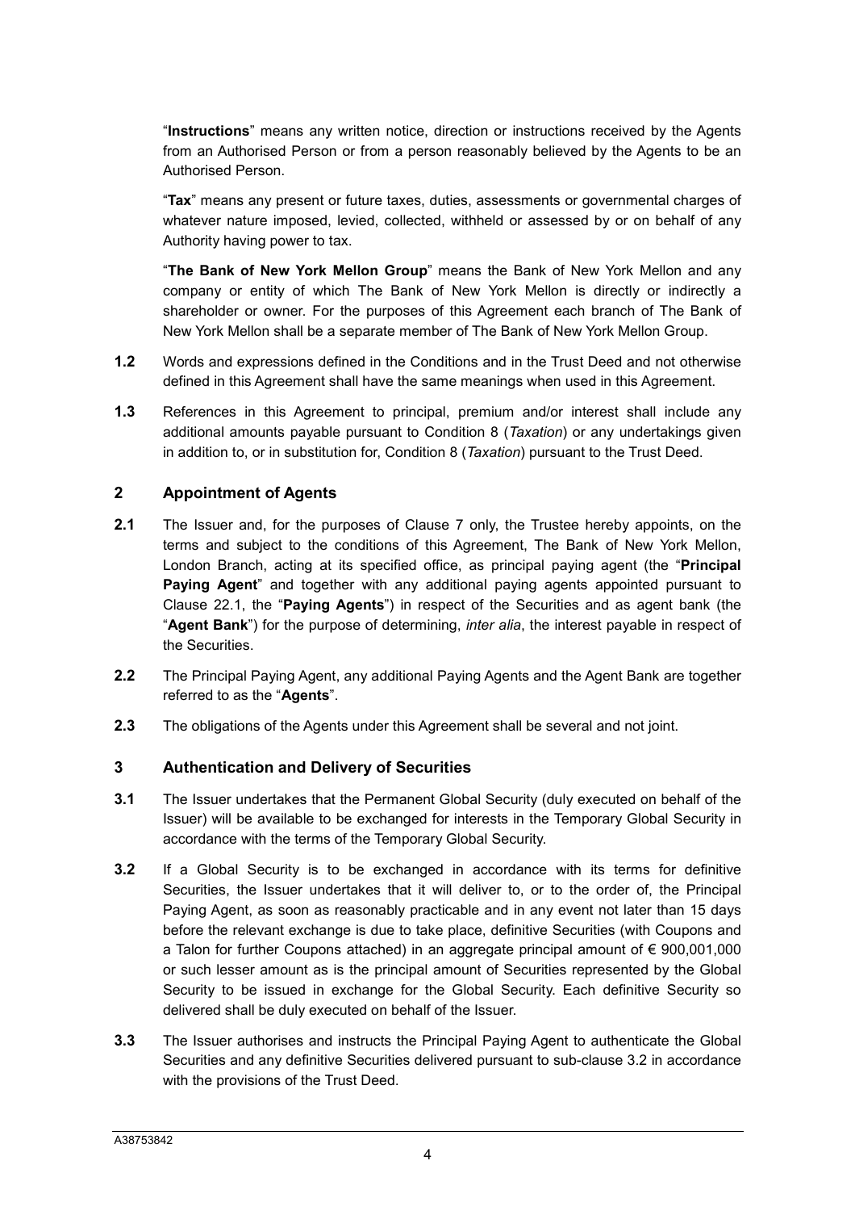"**Instructions**" means any written notice, direction or instructions received by the Agents from an Authorised Person or from a person reasonably believed by the Agents to be an Authorised Person.

"**Tax**" means any present or future taxes, duties, assessments or governmental charges of whatever nature imposed, levied, collected, withheld or assessed by or on behalf of any Authority having power to tax.

"**The Bank of New York Mellon Group**" means the Bank of New York Mellon and any company or entity of which The Bank of New York Mellon is directly or indirectly a shareholder or owner. For the purposes of this Agreement each branch of The Bank of New York Mellon shall be a separate member of The Bank of New York Mellon Group.

**1.2** Words and expressions defined in the Conditions and in the Trust Deed and not otherwise defined in this Agreement shall have the same meanings when used in this Agreement.

**1.3** References in this Agreement to principal, premium and/or interest shall include any additional amounts payable pursuant to Condition 8 (*Taxation*) or any undertakings given in addition to, or in substitution for, Condition 8 (*Taxation*) pursuant to the Trust Deed.

## 2 Appointment of Agents

**2.1** The Issuer and, for the purposes of Clause 7 only, the Trustee hereby appoints, on the terms and subject to the conditions of this Agreement, The Bank of New York Mellon, London Branch, acting at its specified office, as principal paying agent (the "**Principal Paying Agent**" and together with any additional paying agents appointed pursuant to Clause 22.1, the "**Paying Agents**") in respect of the Securities and as agent bank (the "**Agent Bank**") for the purpose of determining, *inter alia*, the interest payable in respect of the Securities.

**2.2** The Principal Paying Agent, any additional Paying Agents and the Agent Bank are together referred to as the "**Agents**".

**2.3** The obligations of the Agents under this Agreement shall be several and not joint.

## 3 Authentication and Delivery of Securities

**3.1** The Issuer undertakes that the Permanent Global Security (duly executed on behalf of the Issuer) will be available to be exchanged for interests in the Temporary Global Security in accordance with the terms of the Temporary Global Security.

**3.2** If a Global Security is to be exchanged in accordance with its terms for definitive Securities, the Issuer undertakes that it will deliver to, or to the order of, the Principal Paying Agent, as soon as reasonably practicable and in any event not later than 15 days before the relevant exchange is due to take place, definitive Securities (with Coupons and a Talon for further Coupons attached) in an aggregate principal amount of € 900,001,000 or such lesser amount as is the principal amount of Securities represented by the Global Security to be issued in exchange for the Global Security. Each definitive Security so delivered shall be duly executed on behalf of the Issuer.

**3.3** The Issuer authorises and instructs the Principal Paying Agent to authenticate the Global Securities and any definitive Securities delivered pursuant to sub-clause 3.2 in accordance with the provisions of the Trust Deed.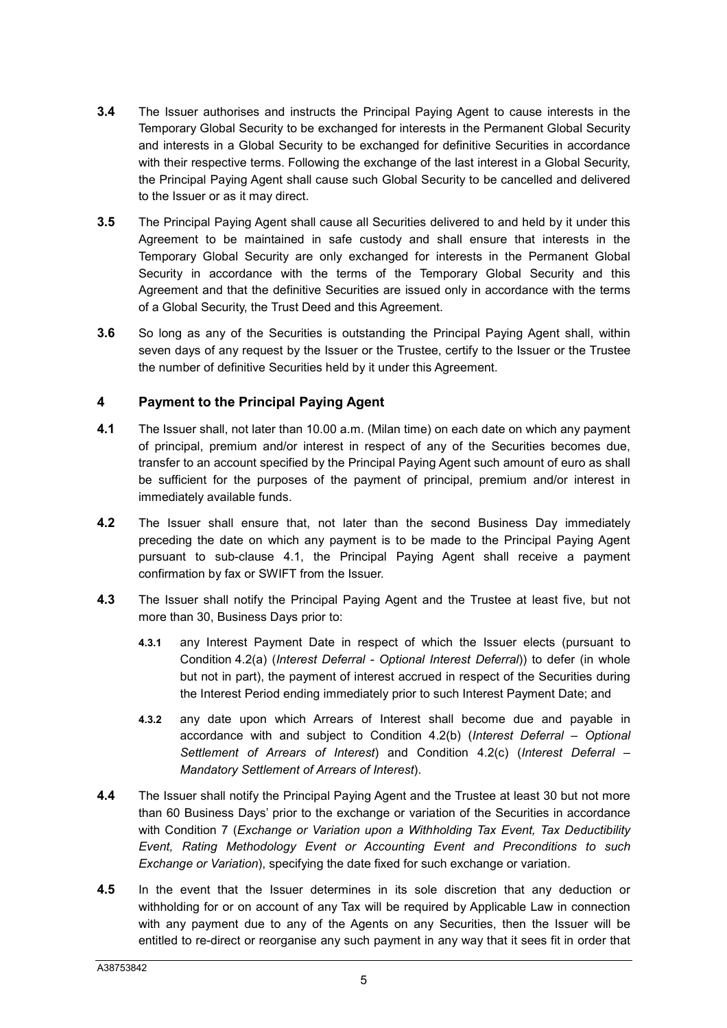**3.4** The Issuer authorises and instructs the Principal Paying Agent to cause interests in the Temporary Global Security to be exchanged for interests in the Permanent Global Security and interests in a Global Security to be exchanged for definitive Securities in accordance with their respective terms. Following the exchange of the last interest in a Global Security, the Principal Paying Agent shall cause such Global Security to be cancelled and delivered to the Issuer or as it may direct.

**3.5** The Principal Paying Agent shall cause all Securities delivered to and held by it under this Agreement to be maintained in safe custody and shall ensure that interests in the Temporary Global Security are only exchanged for interests in the Permanent Global Security in accordance with the terms of the Temporary Global Security and this Agreement and that the definitive Securities are issued only in accordance with the terms of a Global Security, the Trust Deed and this Agreement.

**3.6** So long as any of the Securities is outstanding the Principal Paying Agent shall, within seven days of any request by the Issuer or the Trustee, certify to the Issuer or the Trustee the number of definitive Securities held by it under this Agreement.

## 4 Payment to the Principal Paying Agent

**4.1** The Issuer shall, not later than 10.00 a.m. (Milan time) on each date on which any payment of principal, premium and/or interest in respect of any of the Securities becomes due, transfer to an account specified by the Principal Paying Agent such amount of euro as shall be sufficient for the purposes of the payment of principal, premium and/or interest in immediately available funds.

**4.2** The Issuer shall ensure that, not later than the second Business Day immediately preceding the date on which any payment is to be made to the Principal Paying Agent pursuant to sub-clause 4.1, the Principal Paying Agent shall receive a payment confirmation by fax or SWIFT from the Issuer.

**4.3** The Issuer shall notify the Principal Paying Agent and the Trustee at least five, but not more than 30, Business Days prior to:

**4.3.1** any Interest Payment Date in respect of which the Issuer elects (pursuant to Condition 4.2(a) (*Interest Deferral - Optional Interest Deferral*)) to defer (in whole but not in part), the payment of interest accrued in respect of the Securities during the Interest Period ending immediately prior to such Interest Payment Date; and

**4.3.2** any date upon which Arrears of Interest shall become due and payable in accordance with and subject to Condition 4.2(b) (*Interest Deferral – Optional Settlement of Arrears of Interest*) and Condition 4.2(c) (*Interest Deferral – Mandatory Settlement of Arrears of Interest*).

**4.4** The Issuer shall notify the Principal Paying Agent and the Trustee at least 30 but not more than 60 Business Days' prior to the exchange or variation of the Securities in accordance with Condition 7 (*Exchange or Variation upon a Withholding Tax Event, Tax Deductibility Event, Rating Methodology Event or Accounting Event and Preconditions to such Exchange or Variation*), specifying the date fixed for such exchange or variation.

**4.5** In the event that the Issuer determines in its sole discretion that any deduction or withholding for or on account of any Tax will be required by Applicable Law in connection with any payment due to any of the Agents on any Securities, then the Issuer will be entitled to re-direct or reorganise any such payment in any way that it sees fit in order that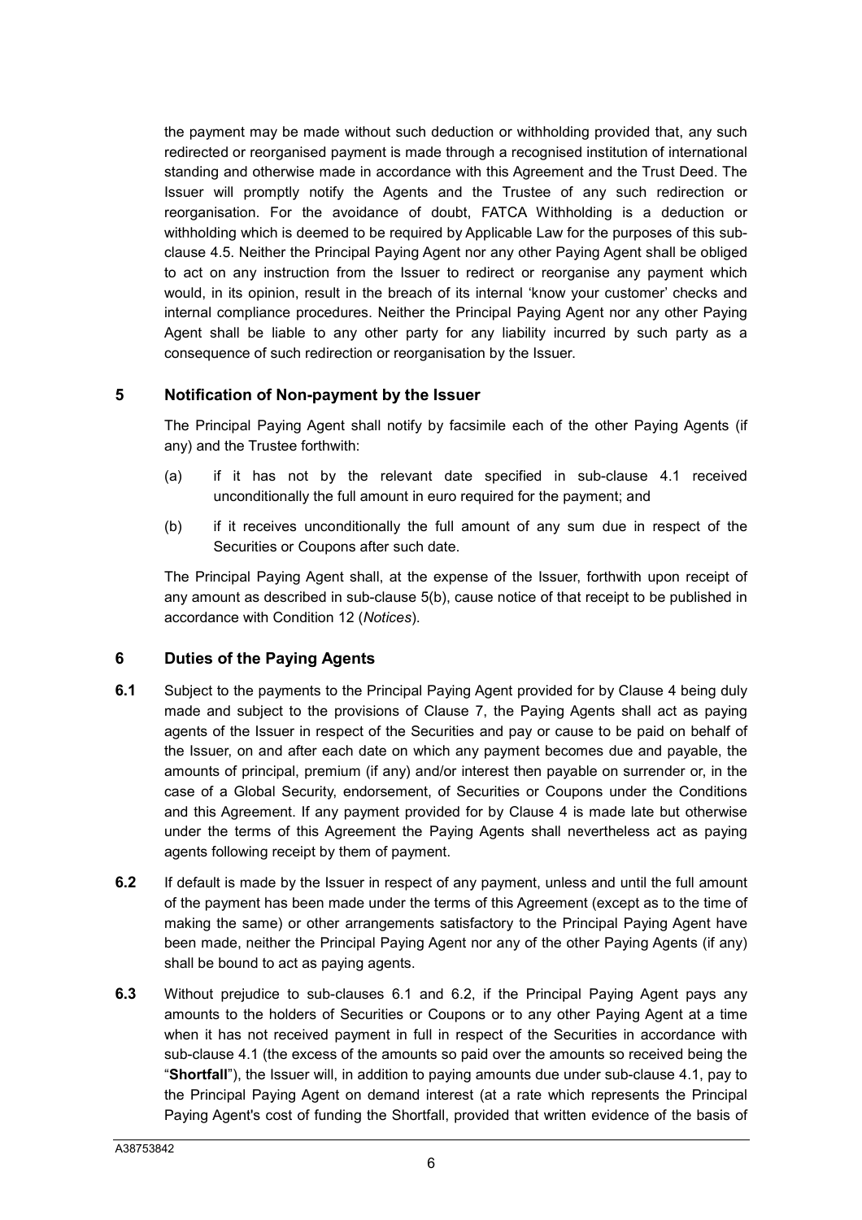the payment may be made without such deduction or withholding provided that, any such redirected or reorganised payment is made through a recognised institution of international standing and otherwise made in accordance with this Agreement and the Trust Deed. The Issuer will promptly notify the Agents and the Trustee of any such redirection or reorganisation. For the avoidance of doubt, FATCA Withholding is a deduction or withholding which is deemed to be required by Applicable Law for the purposes of this sub-clause 4.5. Neither the Principal Paying Agent nor any other Paying Agent shall be obliged to act on any instruction from the Issuer to redirect or reorganise any payment which would, in its opinion, result in the breach of its internal 'know your customer' checks and internal compliance procedures. Neither the Principal Paying Agent nor any other Paying Agent shall be liable to any other party for any liability incurred by such party as a consequence of such redirection or reorganisation by the Issuer.

## 5 Notification of Non-payment by the Issuer

The Principal Paying Agent shall notify by facsimile each of the other Paying Agents (if any) and the Trustee forthwith:

(a) if it has not by the relevant date specified in sub-clause 4.1 received unconditionally the full amount in euro required for the payment; and

(b) if it receives unconditionally the full amount of any sum due in respect of the Securities or Coupons after such date.

The Principal Paying Agent shall, at the expense of the Issuer, forthwith upon receipt of any amount as described in sub-clause 5(b), cause notice of that receipt to be published in accordance with Condition 12 (*Notices*).

## 6 Duties of the Paying Agents

**6.1** Subject to the payments to the Principal Paying Agent provided for by Clause 4 being duly made and subject to the provisions of Clause 7, the Paying Agents shall act as paying agents of the Issuer in respect of the Securities and pay or cause to be paid on behalf of the Issuer, on and after each date on which any payment becomes due and payable, the amounts of principal, premium (if any) and/or interest then payable on surrender or, in the case of a Global Security, endorsement, of Securities or Coupons under the Conditions and this Agreement. If any payment provided for by Clause 4 is made late but otherwise under the terms of this Agreement the Paying Agents shall nevertheless act as paying agents following receipt by them of payment.

**6.2** If default is made by the Issuer in respect of any payment, unless and until the full amount of the payment has been made under the terms of this Agreement (except as to the time of making the same) or other arrangements satisfactory to the Principal Paying Agent have been made, neither the Principal Paying Agent nor any of the other Paying Agents (if any) shall be bound to act as paying agents.

**6.3** Without prejudice to sub-clauses 6.1 and 6.2, if the Principal Paying Agent pays any amounts to the holders of Securities or Coupons or to any other Paying Agent at a time when it has not received payment in full in respect of the Securities in accordance with sub-clause 4.1 (the excess of the amounts so paid over the amounts so received being the "**Shortfall**"), the Issuer will, in addition to paying amounts due under sub-clause 4.1, pay to the Principal Paying Agent on demand interest (at a rate which represents the Principal Paying Agent's cost of funding the Shortfall, provided that written evidence of the basis of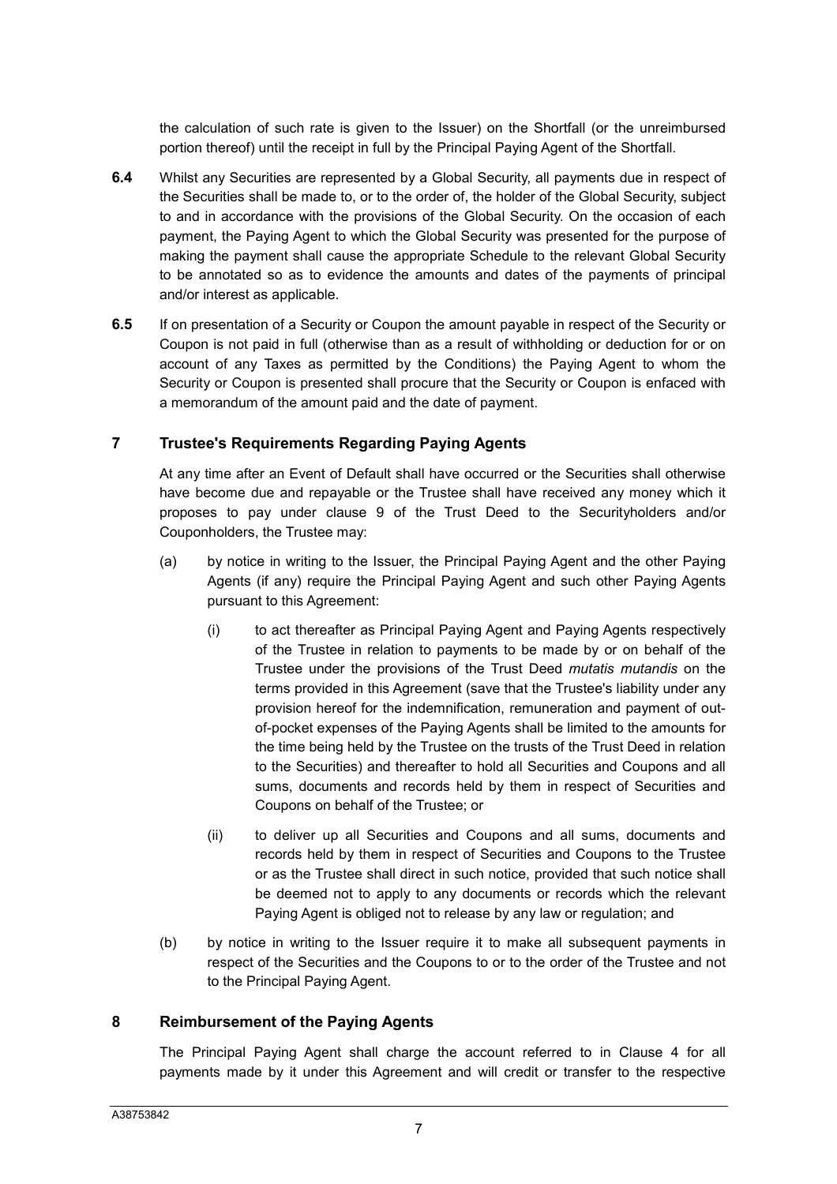the calculation of such rate is given to the Issuer) on the Shortfall (or the unreimbursed portion thereof) until the receipt in full by the Principal Paying Agent of the Shortfall.

**6.4** Whilst any Securities are represented by a Global Security, all payments due in respect of the Securities shall be made to, or to the order of, the holder of the Global Security, subject to and in accordance with the provisions of the Global Security. On the occasion of each payment, the Paying Agent to which the Global Security was presented for the purpose of making the payment shall cause the appropriate Schedule to the relevant Global Security to be annotated so as to evidence the amounts and dates of the payments of principal and/or interest as applicable.

**6.5** If on presentation of a Security or Coupon the amount payable in respect of the Security or Coupon is not paid in full (otherwise than as a result of withholding or deduction for or on account of any Taxes as permitted by the Conditions) the Paying Agent to whom the Security or Coupon is presented shall procure that the Security or Coupon is enfaced with a memorandum of the amount paid and the date of payment.

## 7 Trustee's Requirements Regarding Paying Agents

At any time after an Event of Default shall have occurred or the Securities shall otherwise have become due and repayable or the Trustee shall have received any money which it proposes to pay under clause 9 of the Trust Deed to the Securityholders and/or Couponholders, the Trustee may:

(a) by notice in writing to the Issuer, the Principal Paying Agent and the other Paying Agents (if any) require the Principal Paying Agent and such other Paying Agents pursuant to this Agreement:

(i) to act thereafter as Principal Paying Agent and Paying Agents respectively of the Trustee in relation to payments to be made by or on behalf of the Trustee under the provisions of the Trust Deed *mutatis mutandis* on the terms provided in this Agreement (save that the Trustee's liability under any provision hereof for the indemnification, remuneration and payment of out-of-pocket expenses of the Paying Agents shall be limited to the amounts for the time being held by the Trustee on the trusts of the Trust Deed in relation to the Securities) and thereafter to hold all Securities and Coupons and all sums, documents and records held by them in respect of Securities and Coupons on behalf of the Trustee; or

(ii) to deliver up all Securities and Coupons and all sums, documents and records held by them in respect of Securities and Coupons to the Trustee or as the Trustee shall direct in such notice, provided that such notice shall be deemed not to apply to any documents or records which the relevant Paying Agent is obliged not to release by any law or regulation; and

(b) by notice in writing to the Issuer require it to make all subsequent payments in respect of the Securities and the Coupons to or to the order of the Trustee and not to the Principal Paying Agent.

## 8 Reimbursement of the Paying Agents

The Principal Paying Agent shall charge the account referred to in Clause 4 for all payments made by it under this Agreement and will credit or transfer to the respective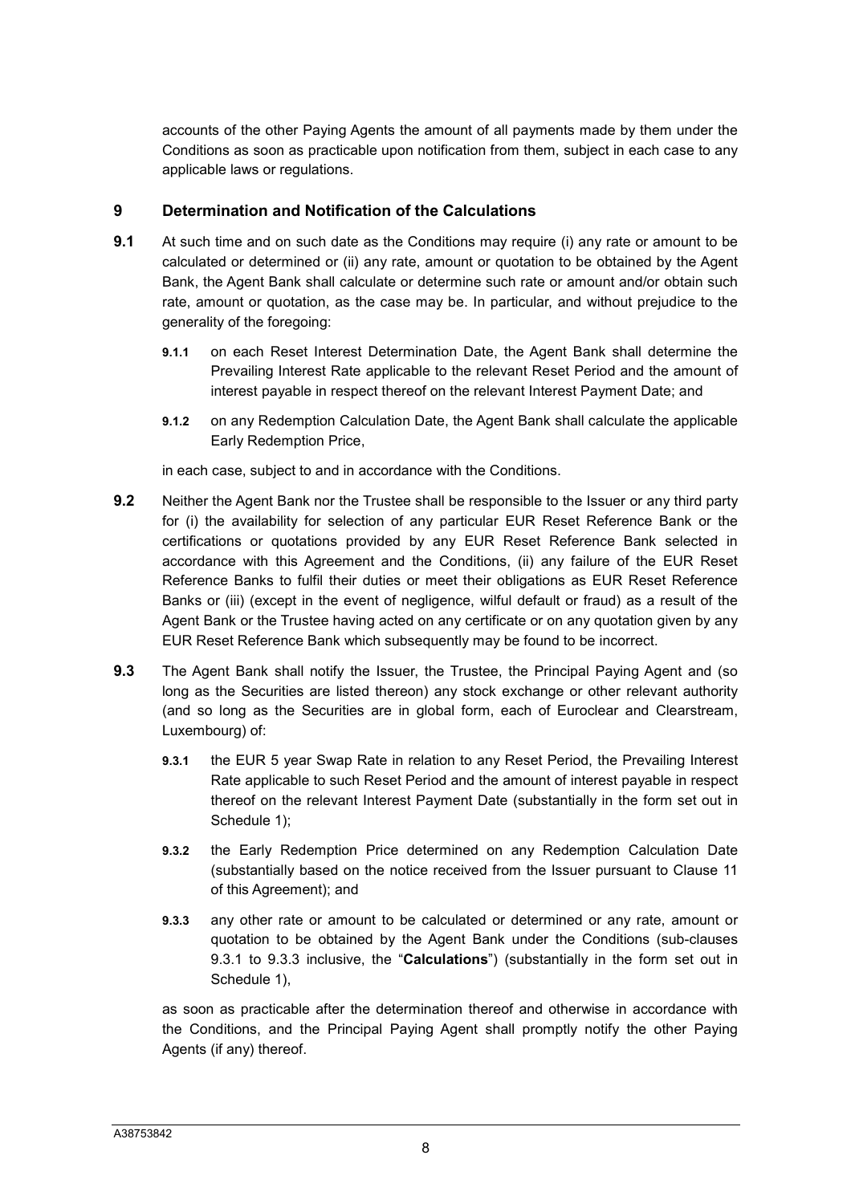accounts of the other Paying Agents the amount of all payments made by them under the Conditions as soon as practicable upon notification from them, subject in each case to any applicable laws or regulations.

## 9 Determination and Notification of the Calculations

**9.1** At such time and on such date as the Conditions may require (i) any rate or amount to be calculated or determined or (ii) any rate, amount or quotation to be obtained by the Agent Bank, the Agent Bank shall calculate or determine such rate or amount and/or obtain such rate, amount or quotation, as the case may be. In particular, and without prejudice to the generality of the foregoing:

**9.1.1** on each Reset Interest Determination Date, the Agent Bank shall determine the Prevailing Interest Rate applicable to the relevant Reset Period and the amount of interest payable in respect thereof on the relevant Interest Payment Date; and

**9.1.2** on any Redemption Calculation Date, the Agent Bank shall calculate the applicable Early Redemption Price,

in each case, subject to and in accordance with the Conditions.

**9.2** Neither the Agent Bank nor the Trustee shall be responsible to the Issuer or any third party for (i) the availability for selection of any particular EUR Reset Reference Bank or the certifications or quotations provided by any EUR Reset Reference Bank selected in accordance with this Agreement and the Conditions, (ii) any failure of the EUR Reset Reference Banks to fulfil their duties or meet their obligations as EUR Reset Reference Banks or (iii) (except in the event of negligence, wilful default or fraud) as a result of the Agent Bank or the Trustee having acted on any certificate or on any quotation given by any EUR Reset Reference Bank which subsequently may be found to be incorrect.

**9.3** The Agent Bank shall notify the Issuer, the Trustee, the Principal Paying Agent and (so long as the Securities are listed thereon) any stock exchange or other relevant authority (and so long as the Securities are in global form, each of Euroclear and Clearstream, Luxembourg) of:

**9.3.1** the EUR 5 year Swap Rate in relation to any Reset Period, the Prevailing Interest Rate applicable to such Reset Period and the amount of interest payable in respect thereof on the relevant Interest Payment Date (substantially in the form set out in Schedule 1);

**9.3.2** the Early Redemption Price determined on any Redemption Calculation Date (substantially based on the notice received from the Issuer pursuant to Clause 11 of this Agreement); and

**9.3.3** any other rate or amount to be calculated or determined or any rate, amount or quotation to be obtained by the Agent Bank under the Conditions (sub-clauses 9.3.1 to 9.3.3 inclusive, the "**Calculations**") (substantially in the form set out in Schedule 1),

as soon as practicable after the determination thereof and otherwise in accordance with the Conditions, and the Principal Paying Agent shall promptly notify the other Paying Agents (if any) thereof.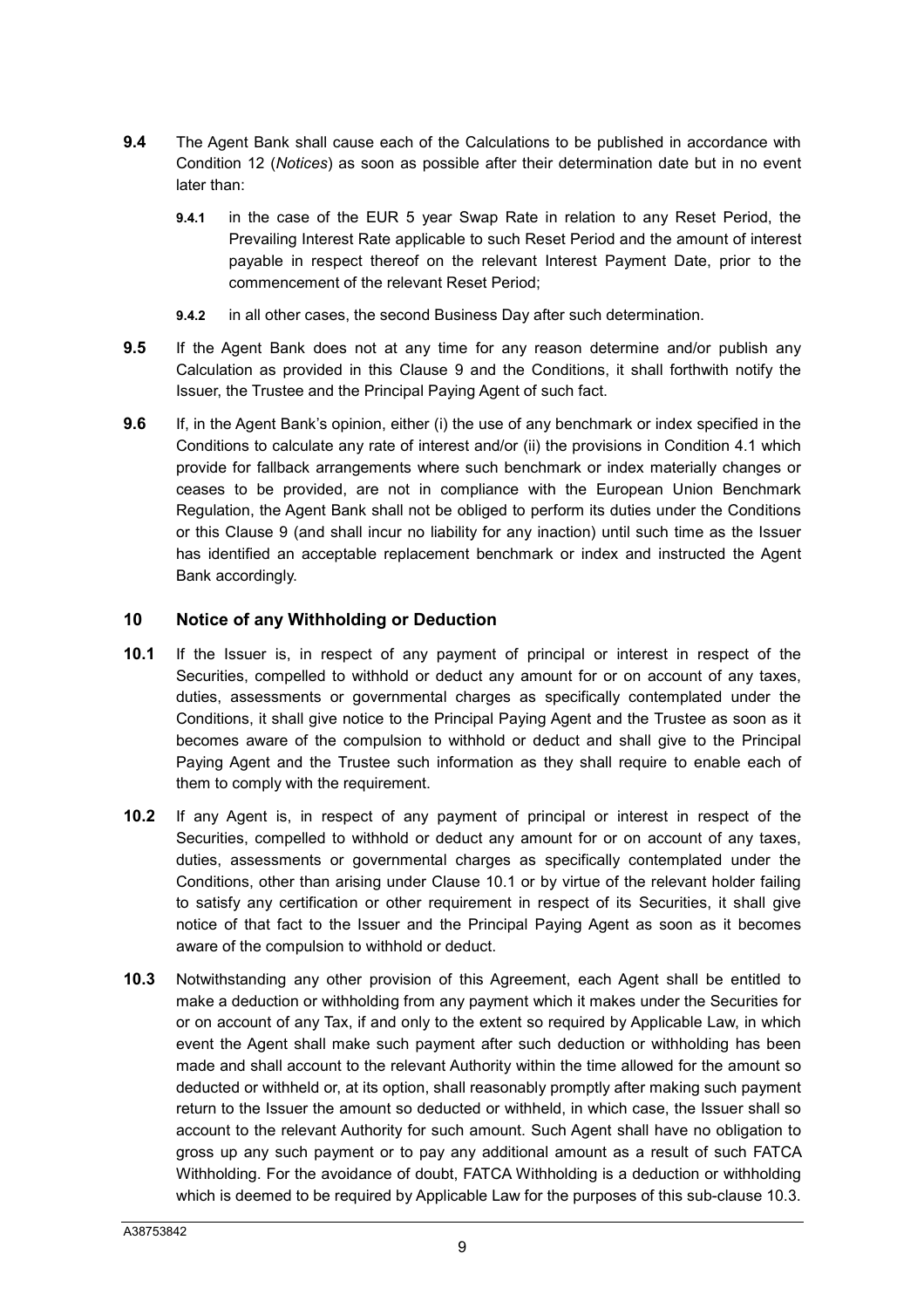**9.4** The Agent Bank shall cause each of the Calculations to be published in accordance with Condition 12 (*Notices*) as soon as possible after their determination date but in no event later than:

**9.4.1** in the case of the EUR 5 year Swap Rate in relation to any Reset Period, the Prevailing Interest Rate applicable to such Reset Period and the amount of interest payable in respect thereof on the relevant Interest Payment Date, prior to the commencement of the relevant Reset Period;

**9.4.2** in all other cases, the second Business Day after such determination.

**9.5** If the Agent Bank does not at any time for any reason determine and/or publish any Calculation as provided in this Clause 9 and the Conditions, it shall forthwith notify the Issuer, the Trustee and the Principal Paying Agent of such fact.

**9.6** If, in the Agent Bank's opinion, either (i) the use of any benchmark or index specified in the Conditions to calculate any rate of interest and/or (ii) the provisions in Condition 4.1 which provide for fallback arrangements where such benchmark or index materially changes or ceases to be provided, are not in compliance with the European Union Benchmark Regulation, the Agent Bank shall not be obliged to perform its duties under the Conditions or this Clause 9 (and shall incur no liability for any inaction) until such time as the Issuer has identified an acceptable replacement benchmark or index and instructed the Agent Bank accordingly.

## 10 Notice of any Withholding or Deduction

**10.1** If the Issuer is, in respect of any payment of principal or interest in respect of the Securities, compelled to withhold or deduct any amount for or on account of any taxes, duties, assessments or governmental charges as specifically contemplated under the Conditions, it shall give notice to the Principal Paying Agent and the Trustee as soon as it becomes aware of the compulsion to withhold or deduct and shall give to the Principal Paying Agent and the Trustee such information as they shall require to enable each of them to comply with the requirement.

**10.2** If any Agent is, in respect of any payment of principal or interest in respect of the Securities, compelled to withhold or deduct any amount for or on account of any taxes, duties, assessments or governmental charges as specifically contemplated under the Conditions, other than arising under Clause 10.1 or by virtue of the relevant holder failing to satisfy any certification or other requirement in respect of its Securities, it shall give notice of that fact to the Issuer and the Principal Paying Agent as soon as it becomes aware of the compulsion to withhold or deduct.

**10.3** Notwithstanding any other provision of this Agreement, each Agent shall be entitled to make a deduction or withholding from any payment which it makes under the Securities for or on account of any Tax, if and only to the extent so required by Applicable Law, in which event the Agent shall make such payment after such deduction or withholding has been made and shall account to the relevant Authority within the time allowed for the amount so deducted or withheld or, at its option, shall reasonably promptly after making such payment return to the Issuer the amount so deducted or withheld, in which case, the Issuer shall so account to the relevant Authority for such amount. Such Agent shall have no obligation to gross up any such payment or to pay any additional amount as a result of such FATCA Withholding. For the avoidance of doubt, FATCA Withholding is a deduction or withholding which is deemed to be required by Applicable Law for the purposes of this sub-clause 10.3.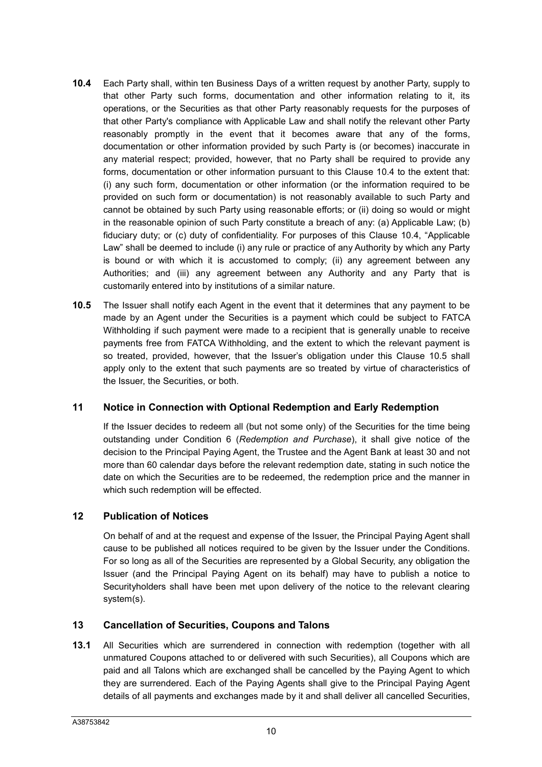**10.4** Each Party shall, within ten Business Days of a written request by another Party, supply to that other Party such forms, documentation and other information relating to it, its operations, or the Securities as that other Party reasonably requests for the purposes of that other Party's compliance with Applicable Law and shall notify the relevant other Party reasonably promptly in the event that it becomes aware that any of the forms, documentation or other information provided by such Party is (or becomes) inaccurate in any material respect; provided, however, that no Party shall be required to provide any forms, documentation or other information pursuant to this Clause 10.4 to the extent that: (i) any such form, documentation or other information (or the information required to be provided on such form or documentation) is not reasonably available to such Party and cannot be obtained by such Party using reasonable efforts; or (ii) doing so would or might in the reasonable opinion of such Party constitute a breach of any: (a) Applicable Law; (b) fiduciary duty; or (c) duty of confidentiality. For purposes of this Clause 10.4, "Applicable Law" shall be deemed to include (i) any rule or practice of any Authority by which any Party is bound or with which it is accustomed to comply; (ii) any agreement between any Authorities; and (iii) any agreement between any Authority and any Party that is customarily entered into by institutions of a similar nature.

**10.5** The Issuer shall notify each Agent in the event that it determines that any payment to be made by an Agent under the Securities is a payment which could be subject to FATCA Withholding if such payment were made to a recipient that is generally unable to receive payments free from FATCA Withholding, and the extent to which the relevant payment is so treated, provided, however, that the Issuer's obligation under this Clause 10.5 shall apply only to the extent that such payments are so treated by virtue of characteristics of the Issuer, the Securities, or both.

## 11 Notice in Connection with Optional Redemption and Early Redemption

If the Issuer decides to redeem all (but not some only) of the Securities for the time being outstanding under Condition 6 (*Redemption and Purchase*), it shall give notice of the decision to the Principal Paying Agent, the Trustee and the Agent Bank at least 30 and not more than 60 calendar days before the relevant redemption date, stating in such notice the date on which the Securities are to be redeemed, the redemption price and the manner in which such redemption will be effected.

## 12 Publication of Notices

On behalf of and at the request and expense of the Issuer, the Principal Paying Agent shall cause to be published all notices required to be given by the Issuer under the Conditions. For so long as all of the Securities are represented by a Global Security, any obligation the Issuer (and the Principal Paying Agent on its behalf) may have to publish a notice to Securityholders shall have been met upon delivery of the notice to the relevant clearing system(s).

## 13 Cancellation of Securities, Coupons and Talons

**13.1** All Securities which are surrendered in connection with redemption (together with all unmatured Coupons attached to or delivered with such Securities), all Coupons which are paid and all Talons which are exchanged shall be cancelled by the Paying Agent to which they are surrendered. Each of the Paying Agents shall give to the Principal Paying Agent details of all payments and exchanges made by it and shall deliver all cancelled Securities,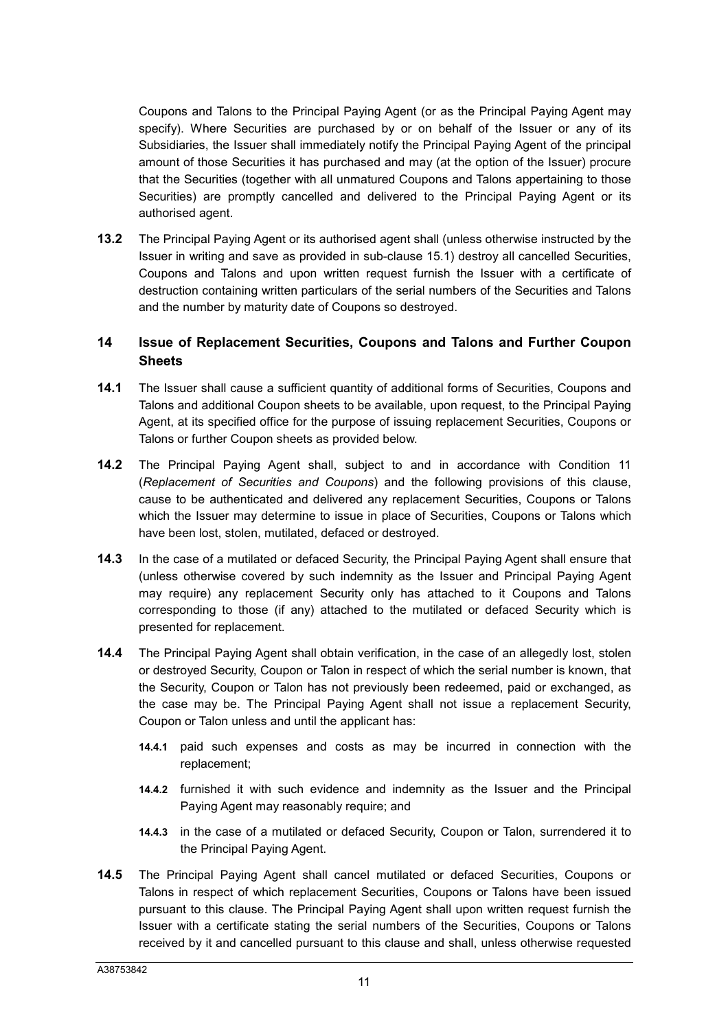Coupons and Talons to the Principal Paying Agent (or as the Principal Paying Agent may specify). Where Securities are purchased by or on behalf of the Issuer or any of its Subsidiaries, the Issuer shall immediately notify the Principal Paying Agent of the principal amount of those Securities it has purchased and may (at the option of the Issuer) procure that the Securities (together with all unmatured Coupons and Talons appertaining to those Securities) are promptly cancelled and delivered to the Principal Paying Agent or its authorised agent.

**13.2** The Principal Paying Agent or its authorised agent shall (unless otherwise instructed by the Issuer in writing and save as provided in sub-clause 15.1) destroy all cancelled Securities, Coupons and Talons and upon written request furnish the Issuer with a certificate of destruction containing written particulars of the serial numbers of the Securities and Talons and the number by maturity date of Coupons so destroyed.

## 14 Issue of Replacement Securities, Coupons and Talons and Further Coupon Sheets

**14.1** The Issuer shall cause a sufficient quantity of additional forms of Securities, Coupons and Talons and additional Coupon sheets to be available, upon request, to the Principal Paying Agent, at its specified office for the purpose of issuing replacement Securities, Coupons or Talons or further Coupon sheets as provided below.

**14.2** The Principal Paying Agent shall, subject to and in accordance with Condition 11 (*Replacement of Securities and Coupons*) and the following provisions of this clause, cause to be authenticated and delivered any replacement Securities, Coupons or Talons which the Issuer may determine to issue in place of Securities, Coupons or Talons which have been lost, stolen, mutilated, defaced or destroyed.

**14.3** In the case of a mutilated or defaced Security, the Principal Paying Agent shall ensure that (unless otherwise covered by such indemnity as the Issuer and Principal Paying Agent may require) any replacement Security only has attached to it Coupons and Talons corresponding to those (if any) attached to the mutilated or defaced Security which is presented for replacement.

**14.4** The Principal Paying Agent shall obtain verification, in the case of an allegedly lost, stolen or destroyed Security, Coupon or Talon in respect of which the serial number is known, that the Security, Coupon or Talon has not previously been redeemed, paid or exchanged, as the case may be. The Principal Paying Agent shall not issue a replacement Security, Coupon or Talon unless and until the applicant has:

- **14.4.1** paid such expenses and costs as may be incurred in connection with the replacement;
- **14.4.2** furnished it with such evidence and indemnity as the Issuer and the Principal Paying Agent may reasonably require; and
- **14.4.3** in the case of a mutilated or defaced Security, Coupon or Talon, surrendered it to the Principal Paying Agent.

**14.5** The Principal Paying Agent shall cancel mutilated or defaced Securities, Coupons or Talons in respect of which replacement Securities, Coupons or Talons have been issued pursuant to this clause. The Principal Paying Agent shall upon written request furnish the Issuer with a certificate stating the serial numbers of the Securities, Coupons or Talons received by it and cancelled pursuant to this clause and shall, unless otherwise requested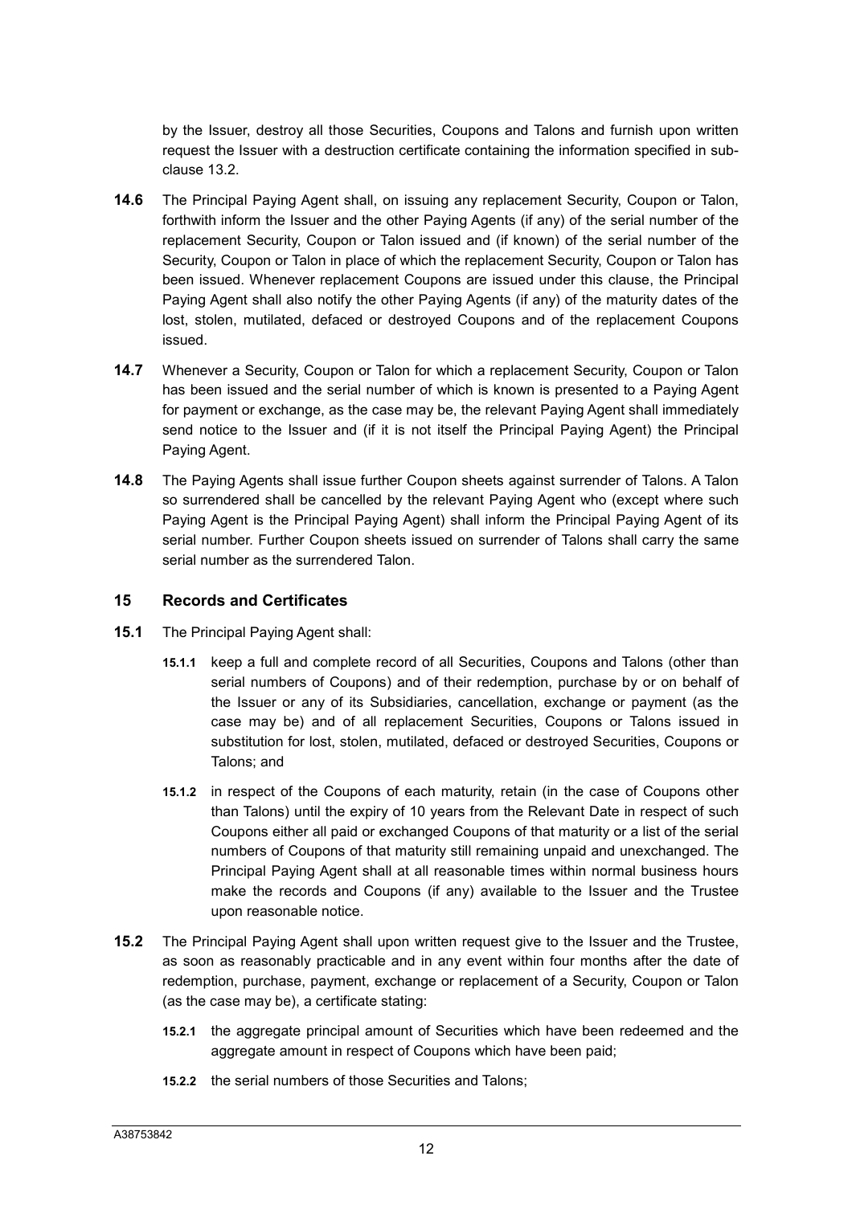by the Issuer, destroy all those Securities, Coupons and Talons and furnish upon written request the Issuer with a destruction certificate containing the information specified in sub-clause 13.2.

**14.6** The Principal Paying Agent shall, on issuing any replacement Security, Coupon or Talon, forthwith inform the Issuer and the other Paying Agents (if any) of the serial number of the replacement Security, Coupon or Talon issued and (if known) of the serial number of the Security, Coupon or Talon in place of which the replacement Security, Coupon or Talon has been issued. Whenever replacement Coupons are issued under this clause, the Principal Paying Agent shall also notify the other Paying Agents (if any) of the maturity dates of the lost, stolen, mutilated, defaced or destroyed Coupons and of the replacement Coupons issued.

**14.7** Whenever a Security, Coupon or Talon for which a replacement Security, Coupon or Talon has been issued and the serial number of which is known is presented to a Paying Agent for payment or exchange, as the case may be, the relevant Paying Agent shall immediately send notice to the Issuer and (if it is not itself the Principal Paying Agent) the Principal Paying Agent.

**14.8** The Paying Agents shall issue further Coupon sheets against surrender of Talons. A Talon so surrendered shall be cancelled by the relevant Paying Agent who (except where such Paying Agent is the Principal Paying Agent) shall inform the Principal Paying Agent of its serial number. Further Coupon sheets issued on surrender of Talons shall carry the same serial number as the surrendered Talon.

## 15 Records and Certificates

**15.1** The Principal Paying Agent shall:

**15.1.1** keep a full and complete record of all Securities, Coupons and Talons (other than serial numbers of Coupons) and of their redemption, purchase by or on behalf of the Issuer or any of its Subsidiaries, cancellation, exchange or payment (as the case may be) and of all replacement Securities, Coupons or Talons issued in substitution for lost, stolen, mutilated, defaced or destroyed Securities, Coupons or Talons; and

**15.1.2** in respect of the Coupons of each maturity, retain (in the case of Coupons other than Talons) until the expiry of 10 years from the Relevant Date in respect of such Coupons either all paid or exchanged Coupons of that maturity or a list of the serial numbers of Coupons of that maturity still remaining unpaid and unexchanged. The Principal Paying Agent shall at all reasonable times within normal business hours make the records and Coupons (if any) available to the Issuer and the Trustee upon reasonable notice.

**15.2** The Principal Paying Agent shall upon written request give to the Issuer and the Trustee, as soon as reasonably practicable and in any event within four months after the date of redemption, purchase, payment, exchange or replacement of a Security, Coupon or Talon (as the case may be), a certificate stating:

**15.2.1** the aggregate principal amount of Securities which have been redeemed and the aggregate amount in respect of Coupons which have been paid;

**15.2.2** the serial numbers of those Securities and Talons;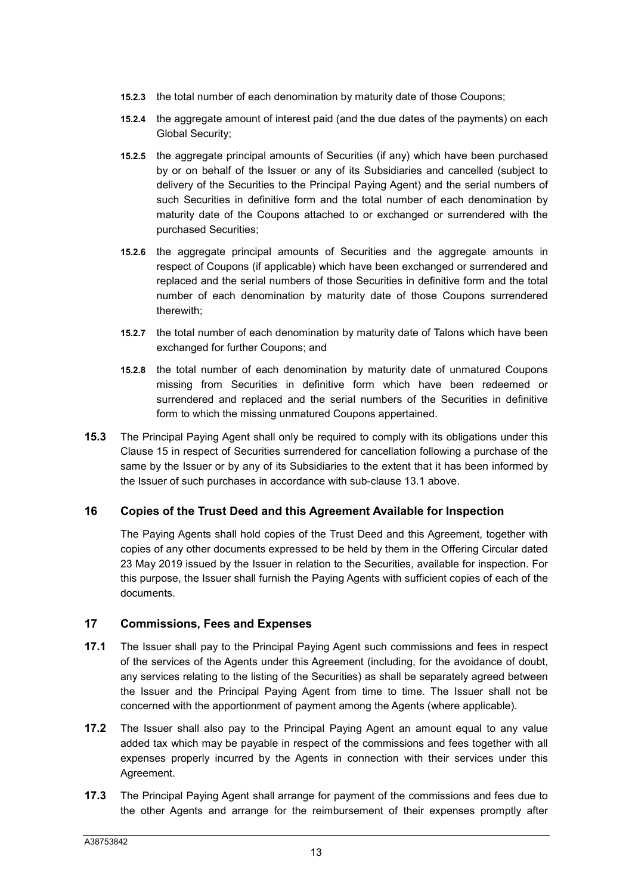**15.2.3** the total number of each denomination by maturity date of those Coupons;

**15.2.4** the aggregate amount of interest paid (and the due dates of the payments) on each Global Security;

**15.2.5** the aggregate principal amounts of Securities (if any) which have been purchased by or on behalf of the Issuer or any of its Subsidiaries and cancelled (subject to delivery of the Securities to the Principal Paying Agent) and the serial numbers of such Securities in definitive form and the total number of each denomination by maturity date of the Coupons attached to or exchanged or surrendered with the purchased Securities;

**15.2.6** the aggregate principal amounts of Securities and the aggregate amounts in respect of Coupons (if applicable) which have been exchanged or surrendered and replaced and the serial numbers of those Securities in definitive form and the total number of each denomination by maturity date of those Coupons surrendered therewith;

**15.2.7** the total number of each denomination by maturity date of Talons which have been exchanged for further Coupons; and

**15.2.8** the total number of each denomination by maturity date of unmatured Coupons missing from Securities in definitive form which have been redeemed or surrendered and replaced and the serial numbers of the Securities in definitive form to which the missing unmatured Coupons appertained.

**15.3** The Principal Paying Agent shall only be required to comply with its obligations under this Clause 15 in respect of Securities surrendered for cancellation following a purchase of the same by the Issuer or by any of its Subsidiaries to the extent that it has been informed by the Issuer of such purchases in accordance with sub-clause 13.1 above.

## 16 Copies of the Trust Deed and this Agreement Available for Inspection

The Paying Agents shall hold copies of the Trust Deed and this Agreement, together with copies of any other documents expressed to be held by them in the Offering Circular dated 23 May 2019 issued by the Issuer in relation to the Securities, available for inspection. For this purpose, the Issuer shall furnish the Paying Agents with sufficient copies of each of the documents.

## 17 Commissions, Fees and Expenses

**17.1** The Issuer shall pay to the Principal Paying Agent such commissions and fees in respect of the services of the Agents under this Agreement (including, for the avoidance of doubt, any services relating to the listing of the Securities) as shall be separately agreed between the Issuer and the Principal Paying Agent from time to time. The Issuer shall not be concerned with the apportionment of payment among the Agents (where applicable).

**17.2** The Issuer shall also pay to the Principal Paying Agent an amount equal to any value added tax which may be payable in respect of the commissions and fees together with all expenses properly incurred by the Agents in connection with their services under this Agreement.

**17.3** The Principal Paying Agent shall arrange for payment of the commissions and fees due to the other Agents and arrange for the reimbursement of their expenses promptly after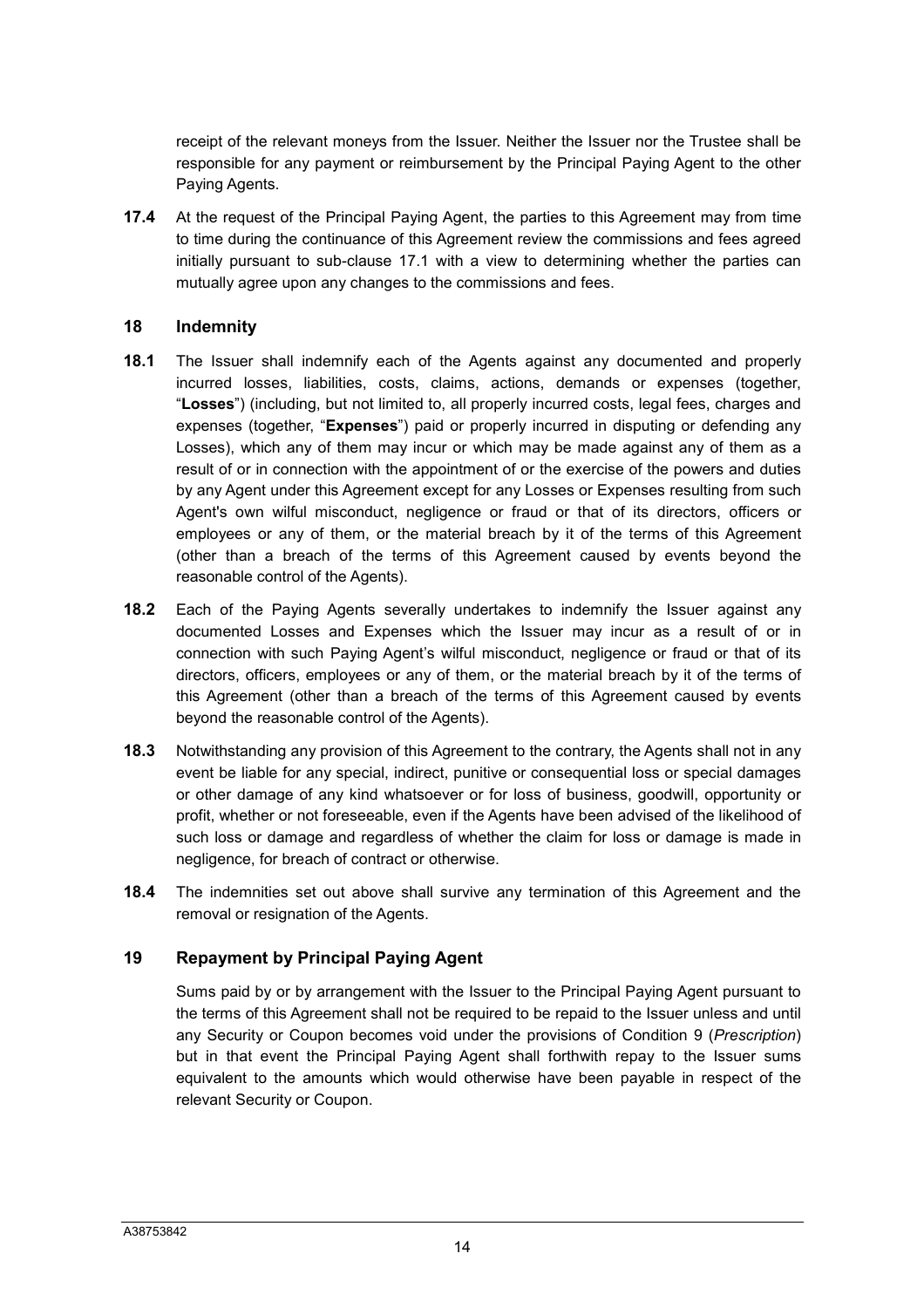receipt of the relevant moneys from the Issuer. Neither the Issuer nor the Trustee shall be responsible for any payment or reimbursement by the Principal Paying Agent to the other Paying Agents.

**17.4** At the request of the Principal Paying Agent, the parties to this Agreement may from time to time during the continuance of this Agreement review the commissions and fees agreed initially pursuant to sub-clause 17.1 with a view to determining whether the parties can mutually agree upon any changes to the commissions and fees.

## 18 Indemnity

**18.1** The Issuer shall indemnify each of the Agents against any documented and properly incurred losses, liabilities, costs, claims, actions, demands or expenses (together, "**Losses**") (including, but not limited to, all properly incurred costs, legal fees, charges and expenses (together, "**Expenses**") paid or properly incurred in disputing or defending any Losses), which any of them may incur or which may be made against any of them as a result of or in connection with the appointment of or the exercise of the powers and duties by any Agent under this Agreement except for any Losses or Expenses resulting from such Agent's own wilful misconduct, negligence or fraud or that of its directors, officers or employees or any of them, or the material breach by it of the terms of this Agreement (other than a breach of the terms of this Agreement caused by events beyond the reasonable control of the Agents).

**18.2** Each of the Paying Agents severally undertakes to indemnify the Issuer against any documented Losses and Expenses which the Issuer may incur as a result of or in connection with such Paying Agent's wilful misconduct, negligence or fraud or that of its directors, officers, employees or any of them, or the material breach by it of the terms of this Agreement (other than a breach of the terms of this Agreement caused by events beyond the reasonable control of the Agents).

**18.3** Notwithstanding any provision of this Agreement to the contrary, the Agents shall not in any event be liable for any special, indirect, punitive or consequential loss or special damages or other damage of any kind whatsoever or for loss of business, goodwill, opportunity or profit, whether or not foreseeable, even if the Agents have been advised of the likelihood of such loss or damage and regardless of whether the claim for loss or damage is made in negligence, for breach of contract or otherwise.

**18.4** The indemnities set out above shall survive any termination of this Agreement and the removal or resignation of the Agents.

## 19 Repayment by Principal Paying Agent

Sums paid by or by arrangement with the Issuer to the Principal Paying Agent pursuant to the terms of this Agreement shall not be required to be repaid to the Issuer unless and until any Security or Coupon becomes void under the provisions of Condition 9 (*Prescription*) but in that event the Principal Paying Agent shall forthwith repay to the Issuer sums equivalent to the amounts which would otherwise have been payable in respect of the relevant Security or Coupon.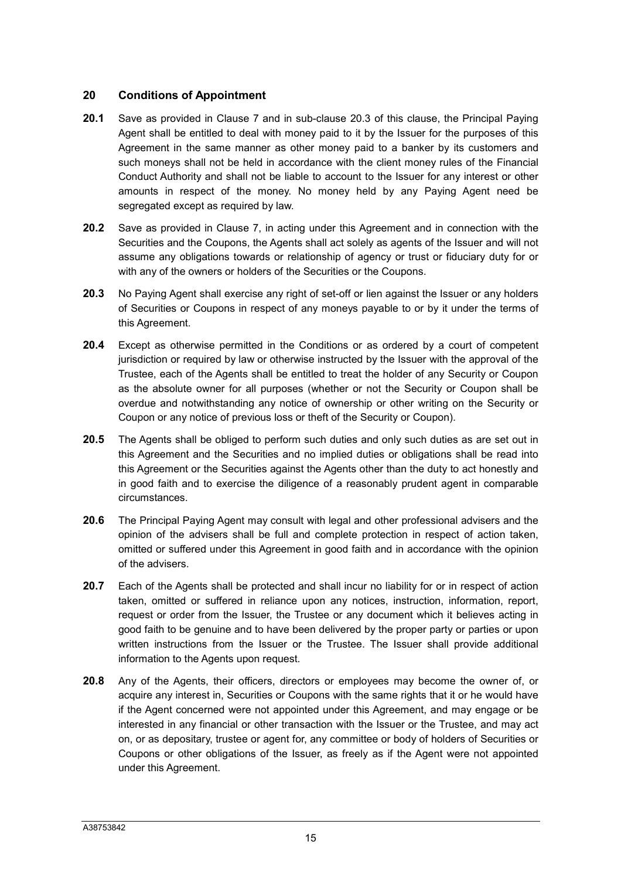## 20 Conditions of Appointment

**20.1** Save as provided in Clause 7 and in sub-clause 20.3 of this clause, the Principal Paying Agent shall be entitled to deal with money paid to it by the Issuer for the purposes of this Agreement in the same manner as other money paid to a banker by its customers and such moneys shall not be held in accordance with the client money rules of the Financial Conduct Authority and shall not be liable to account to the Issuer for any interest or other amounts in respect of the money. No money held by any Paying Agent need be segregated except as required by law.

**20.2** Save as provided in Clause 7, in acting under this Agreement and in connection with the Securities and the Coupons, the Agents shall act solely as agents of the Issuer and will not assume any obligations towards or relationship of agency or trust or fiduciary duty for or with any of the owners or holders of the Securities or the Coupons.

**20.3** No Paying Agent shall exercise any right of set-off or lien against the Issuer or any holders of Securities or Coupons in respect of any moneys payable to or by it under the terms of this Agreement.

**20.4** Except as otherwise permitted in the Conditions or as ordered by a court of competent jurisdiction or required by law or otherwise instructed by the Issuer with the approval of the Trustee, each of the Agents shall be entitled to treat the holder of any Security or Coupon as the absolute owner for all purposes (whether or not the Security or Coupon shall be overdue and notwithstanding any notice of ownership or other writing on the Security or Coupon or any notice of previous loss or theft of the Security or Coupon).

**20.5** The Agents shall be obliged to perform such duties and only such duties as are set out in this Agreement and the Securities and no implied duties or obligations shall be read into this Agreement or the Securities against the Agents other than the duty to act honestly and in good faith and to exercise the diligence of a reasonably prudent agent in comparable circumstances.

**20.6** The Principal Paying Agent may consult with legal and other professional advisers and the opinion of the advisers shall be full and complete protection in respect of action taken, omitted or suffered under this Agreement in good faith and in accordance with the opinion of the advisers.

**20.7** Each of the Agents shall be protected and shall incur no liability for or in respect of action taken, omitted or suffered in reliance upon any notices, instruction, information, report, request or order from the Issuer, the Trustee or any document which it believes acting in good faith to be genuine and to have been delivered by the proper party or parties or upon written instructions from the Issuer or the Trustee. The Issuer shall provide additional information to the Agents upon request.

**20.8** Any of the Agents, their officers, directors or employees may become the owner of, or acquire any interest in, Securities or Coupons with the same rights that it or he would have if the Agent concerned were not appointed under this Agreement, and may engage or be interested in any financial or other transaction with the Issuer or the Trustee, and may act on, or as depositary, trustee or agent for, any committee or body of holders of Securities or Coupons or other obligations of the Issuer, as freely as if the Agent were not appointed under this Agreement.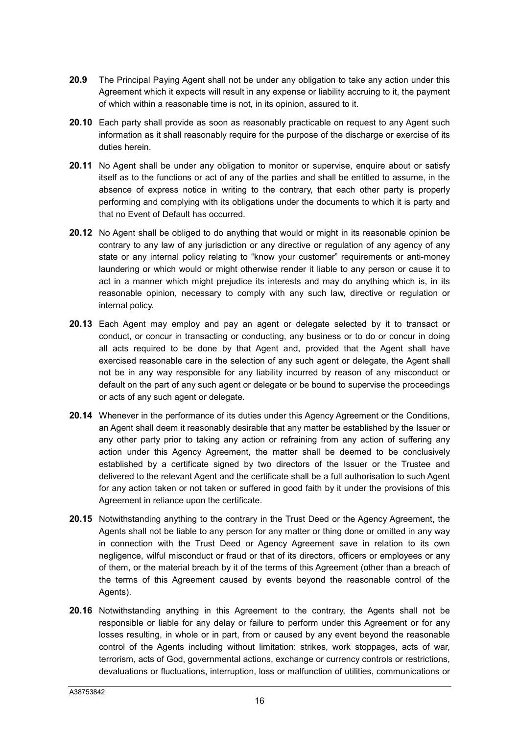**20.9** The Principal Paying Agent shall not be under any obligation to take any action under this Agreement which it expects will result in any expense or liability accruing to it, the payment of which within a reasonable time is not, in its opinion, assured to it.

**20.10** Each party shall provide as soon as reasonably practicable on request to any Agent such information as it shall reasonably require for the purpose of the discharge or exercise of its duties herein.

**20.11** No Agent shall be under any obligation to monitor or supervise, enquire about or satisfy itself as to the functions or act of any of the parties and shall be entitled to assume, in the absence of express notice in writing to the contrary, that each other party is properly performing and complying with its obligations under the documents to which it is party and that no Event of Default has occurred.

**20.12** No Agent shall be obliged to do anything that would or might in its reasonable opinion be contrary to any law of any jurisdiction or any directive or regulation of any agency of any state or any internal policy relating to "know your customer" requirements or anti-money laundering or which would or might otherwise render it liable to any person or cause it to act in a manner which might prejudice its interests and may do anything which is, in its reasonable opinion, necessary to comply with any such law, directive or regulation or internal policy.

**20.13** Each Agent may employ and pay an agent or delegate selected by it to transact or conduct, or concur in transacting or conducting, any business or to do or concur in doing all acts required to be done by that Agent and, provided that the Agent shall have exercised reasonable care in the selection of any such agent or delegate, the Agent shall not be in any way responsible for any liability incurred by reason of any misconduct or default on the part of any such agent or delegate or be bound to supervise the proceedings or acts of any such agent or delegate.

**20.14** Whenever in the performance of its duties under this Agency Agreement or the Conditions, an Agent shall deem it reasonably desirable that any matter be established by the Issuer or any other party prior to taking any action or refraining from any action of suffering any action under this Agency Agreement, the matter shall be deemed to be conclusively established by a certificate signed by two directors of the Issuer or the Trustee and delivered to the relevant Agent and the certificate shall be a full authorisation to such Agent for any action taken or not taken or suffered in good faith by it under the provisions of this Agreement in reliance upon the certificate.

**20.15** Notwithstanding anything to the contrary in the Trust Deed or the Agency Agreement, the Agents shall not be liable to any person for any matter or thing done or omitted in any way in connection with the Trust Deed or Agency Agreement save in relation to its own negligence, wilful misconduct or fraud or that of its directors, officers or employees or any of them, or the material breach by it of the terms of this Agreement (other than a breach of the terms of this Agreement caused by events beyond the reasonable control of the Agents).

**20.16** Notwithstanding anything in this Agreement to the contrary, the Agents shall not be responsible or liable for any delay or failure to perform under this Agreement or for any losses resulting, in whole or in part, from or caused by any event beyond the reasonable control of the Agents including without limitation: strikes, work stoppages, acts of war, terrorism, acts of God, governmental actions, exchange or currency controls or restrictions, devaluations or fluctuations, interruption, loss or malfunction of utilities, communications or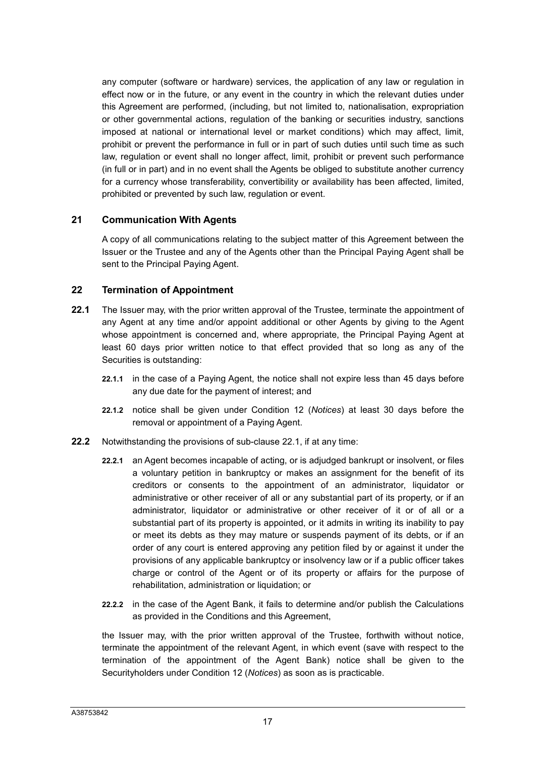any computer (software or hardware) services, the application of any law or regulation in effect now or in the future, or any event in the country in which the relevant duties under this Agreement are performed, (including, but not limited to, nationalisation, expropriation or other governmental actions, regulation of the banking or securities industry, sanctions imposed at national or international level or market conditions) which may affect, limit, prohibit or prevent the performance in full or in part of such duties until such time as such law, regulation or event shall no longer affect, limit, prohibit or prevent such performance (in full or in part) and in no event shall the Agents be obliged to substitute another currency for a currency whose transferability, convertibility or availability has been affected, limited, prohibited or prevented by such law, regulation or event.

## 21 Communication With Agents

A copy of all communications relating to the subject matter of this Agreement between the Issuer or the Trustee and any of the Agents other than the Principal Paying Agent shall be sent to the Principal Paying Agent.

## 22 Termination of Appointment

**22.1** The Issuer may, with the prior written approval of the Trustee, terminate the appointment of any Agent at any time and/or appoint additional or other Agents by giving to the Agent whose appointment is concerned and, where appropriate, the Principal Paying Agent at least 60 days prior written notice to that effect provided that so long as any of the Securities is outstanding:

**22.1.1** in the case of a Paying Agent, the notice shall not expire less than 45 days before any due date for the payment of interest; and

**22.1.2** notice shall be given under Condition 12 (*Notices*) at least 30 days before the removal or appointment of a Paying Agent.

**22.2** Notwithstanding the provisions of sub-clause 22.1, if at any time:

**22.2.1** an Agent becomes incapable of acting, or is adjudged bankrupt or insolvent, or files a voluntary petition in bankruptcy or makes an assignment for the benefit of its creditors or consents to the appointment of an administrator, liquidator or administrative or other receiver of all or any substantial part of its property, or if an administrator, liquidator or administrative or other receiver of it or of all or a substantial part of its property is appointed, or it admits in writing its inability to pay or meet its debts as they may mature or suspends payment of its debts, or if an order of any court is entered approving any petition filed by or against it under the provisions of any applicable bankruptcy or insolvency law or if a public officer takes charge or control of the Agent or of its property or affairs for the purpose of rehabilitation, administration or liquidation; or

**22.2.2** in the case of the Agent Bank, it fails to determine and/or publish the Calculations as provided in the Conditions and this Agreement,

the Issuer may, with the prior written approval of the Trustee, forthwith without notice, terminate the appointment of the relevant Agent, in which event (save with respect to the termination of the appointment of the Agent Bank) notice shall be given to the Securityholders under Condition 12 (*Notices*) as soon as is practicable.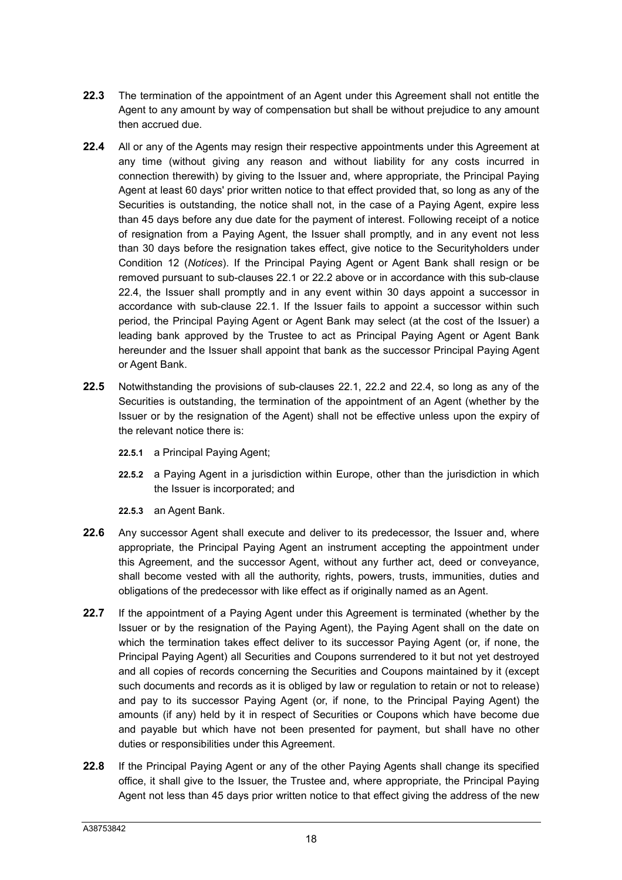**22.3** The termination of the appointment of an Agent under this Agreement shall not entitle the Agent to any amount by way of compensation but shall be without prejudice to any amount then accrued due.

**22.4** All or any of the Agents may resign their respective appointments under this Agreement at any time (without giving any reason and without liability for any costs incurred in connection therewith) by giving to the Issuer and, where appropriate, the Principal Paying Agent at least 60 days' prior written notice to that effect provided that, so long as any of the Securities is outstanding, the notice shall not, in the case of a Paying Agent, expire less than 45 days before any due date for the payment of interest. Following receipt of a notice of resignation from a Paying Agent, the Issuer shall promptly, and in any event not less than 30 days before the resignation takes effect, give notice to the Securityholders under Condition 12 (*Notices*). If the Principal Paying Agent or Agent Bank shall resign or be removed pursuant to sub-clauses 22.1 or 22.2 above or in accordance with this sub-clause 22.4, the Issuer shall promptly and in any event within 30 days appoint a successor in accordance with sub-clause 22.1. If the Issuer fails to appoint a successor within such period, the Principal Paying Agent or Agent Bank may select (at the cost of the Issuer) a leading bank approved by the Trustee to act as Principal Paying Agent or Agent Bank hereunder and the Issuer shall appoint that bank as the successor Principal Paying Agent or Agent Bank.

**22.5** Notwithstanding the provisions of sub-clauses 22.1, 22.2 and 22.4, so long as any of the Securities is outstanding, the termination of the appointment of an Agent (whether by the Issuer or by the resignation of the Agent) shall not be effective unless upon the expiry of the relevant notice there is:

**22.5.1** a Principal Paying Agent;

**22.5.2** a Paying Agent in a jurisdiction within Europe, other than the jurisdiction in which the Issuer is incorporated; and

**22.5.3** an Agent Bank.

**22.6** Any successor Agent shall execute and deliver to its predecessor, the Issuer and, where appropriate, the Principal Paying Agent an instrument accepting the appointment under this Agreement, and the successor Agent, without any further act, deed or conveyance, shall become vested with all the authority, rights, powers, trusts, immunities, duties and obligations of the predecessor with like effect as if originally named as an Agent.

**22.7** If the appointment of a Paying Agent under this Agreement is terminated (whether by the Issuer or by the resignation of the Paying Agent), the Paying Agent shall on the date on which the termination takes effect deliver to its successor Paying Agent (or, if none, the Principal Paying Agent) all Securities and Coupons surrendered to it but not yet destroyed and all copies of records concerning the Securities and Coupons maintained by it (except such documents and records as it is obliged by law or regulation to retain or not to release) and pay to its successor Paying Agent (or, if none, to the Principal Paying Agent) the amounts (if any) held by it in respect of Securities or Coupons which have become due and payable but which have not been presented for payment, but shall have no other duties or responsibilities under this Agreement.

**22.8** If the Principal Paying Agent or any of the other Paying Agents shall change its specified office, it shall give to the Issuer, the Trustee and, where appropriate, the Principal Paying Agent not less than 45 days prior written notice to that effect giving the address of the new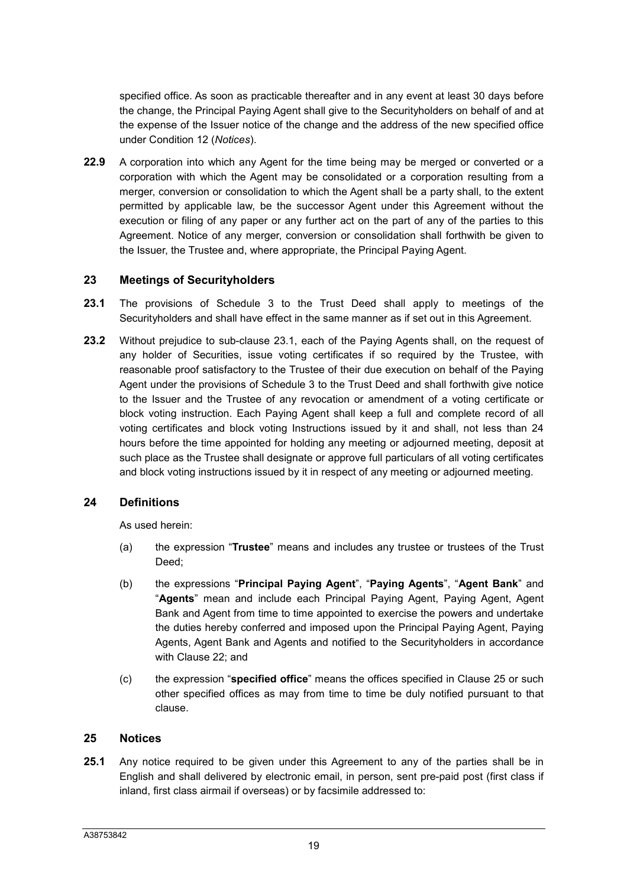specified office. As soon as practicable thereafter and in any event at least 30 days before the change, the Principal Paying Agent shall give to the Securityholders on behalf of and at the expense of the Issuer notice of the change and the address of the new specified office under Condition 12 (*Notices*).

**22.9** A corporation into which any Agent for the time being may be merged or converted or a corporation with which the Agent may be consolidated or a corporation resulting from a merger, conversion or consolidation to which the Agent shall be a party shall, to the extent permitted by applicable law, be the successor Agent under this Agreement without the execution or filing of any paper or any further act on the part of any of the parties to this Agreement. Notice of any merger, conversion or consolidation shall forthwith be given to the Issuer, the Trustee and, where appropriate, the Principal Paying Agent.

## 23 Meetings of Securityholders

**23.1** The provisions of Schedule 3 to the Trust Deed shall apply to meetings of the Securityholders and shall have effect in the same manner as if set out in this Agreement.

**23.2** Without prejudice to sub-clause 23.1, each of the Paying Agents shall, on the request of any holder of Securities, issue voting certificates if so required by the Trustee, with reasonable proof satisfactory to the Trustee of their due execution on behalf of the Paying Agent under the provisions of Schedule 3 to the Trust Deed and shall forthwith give notice to the Issuer and the Trustee of any revocation or amendment of a voting certificate or block voting instruction. Each Paying Agent shall keep a full and complete record of all voting certificates and block voting Instructions issued by it and shall, not less than 24 hours before the time appointed for holding any meeting or adjourned meeting, deposit at such place as the Trustee shall designate or approve full particulars of all voting certificates and block voting instructions issued by it in respect of any meeting or adjourned meeting.

## 24 Definitions

As used herein:

(a) the expression "**Trustee**" means and includes any trustee or trustees of the Trust Deed;

(b) the expressions "**Principal Paying Agent**", "**Paying Agents**", "**Agent Bank**" and "**Agents**" mean and include each Principal Paying Agent, Paying Agent, Agent Bank and Agent from time to time appointed to exercise the powers and undertake the duties hereby conferred and imposed upon the Principal Paying Agent, Paying Agents, Agent Bank and Agents and notified to the Securityholders in accordance with Clause 22; and

(c) the expression "**specified office**" means the offices specified in Clause 25 or such other specified offices as may from time to time be duly notified pursuant to that clause.

## 25 Notices

**25.1** Any notice required to be given under this Agreement to any of the parties shall be in English and shall delivered by electronic email, in person, sent pre-paid post (first class if inland, first class airmail if overseas) or by facsimile addressed to: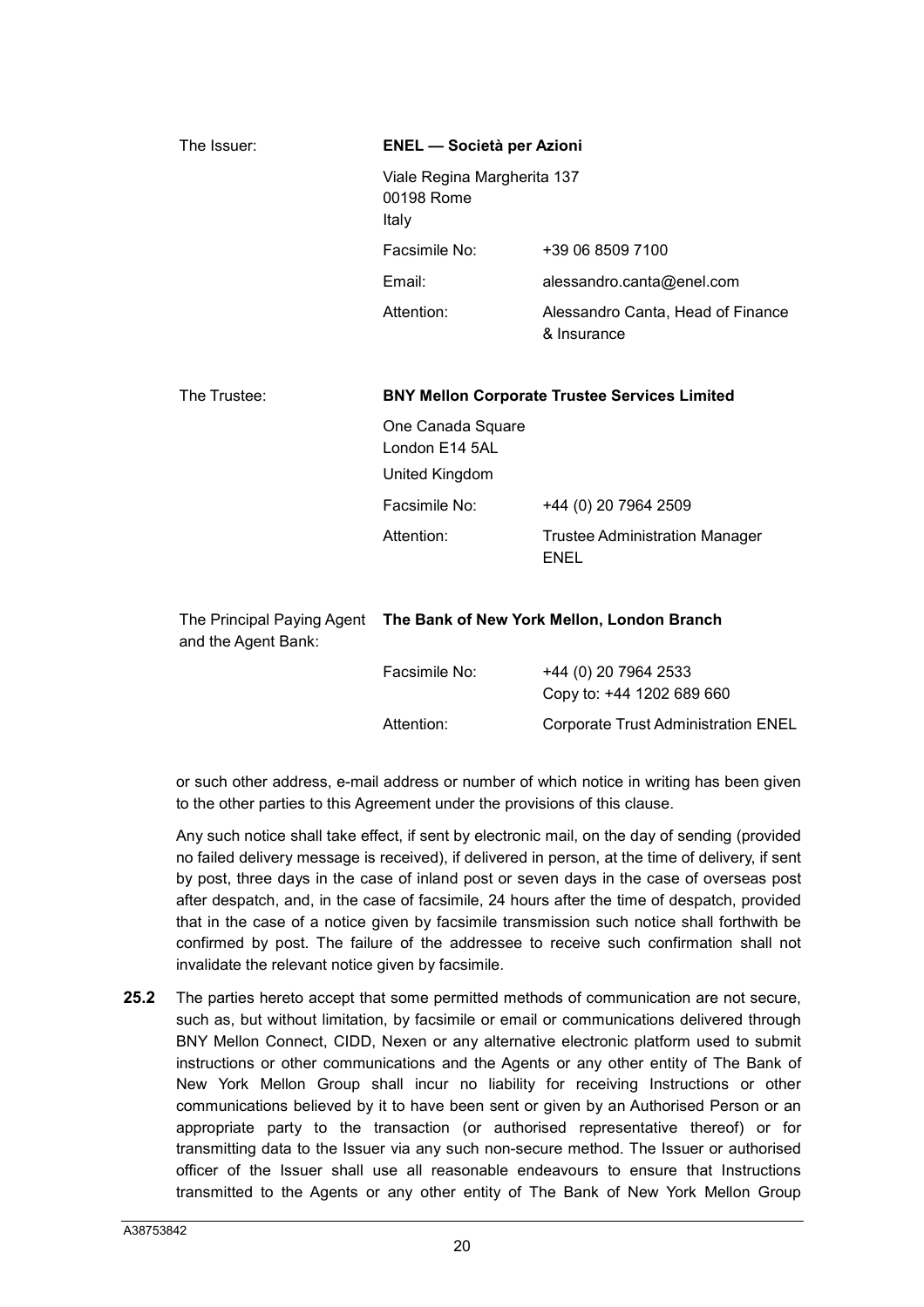| | | |
|---|---|---|
| The Issuer: | **ENEL — Società per Azioni** | |
| | Viale Regina Margherita 137<br>00198 Rome<br>Italy | |
| | Facsimile No: | +39 06 8509 7100 |
| | Email: | alessandro.canta@enel.com |
| | Attention: | Alessandro Canta, Head of Finance & Insurance |
| The Trustee: | **BNY Mellon Corporate Trustee Services Limited** | |
| | One Canada Square<br>London E14 5AL<br>United Kingdom | |
| | Facsimile No: | +44 (0) 20 7964 2509 |
| | Attention: | Trustee Administration Manager ENEL |
| The Principal Paying Agent and the Agent Bank: | **The Bank of New York Mellon, London Branch** | |
| | Facsimile No: | +44 (0) 20 7964 2533<br>Copy to: +44 1202 689 660 |
| | Attention: | Corporate Trust Administration ENEL |

or such other address, e-mail address or number of which notice in writing has been given to the other parties to this Agreement under the provisions of this clause.

Any such notice shall take effect, if sent by electronic mail, on the day of sending (provided no failed delivery message is received), if delivered in person, at the time of delivery, if sent by post, three days in the case of inland post or seven days in the case of overseas post after despatch, and, in the case of facsimile, 24 hours after the time of despatch, provided that in the case of a notice given by facsimile transmission such notice shall forthwith be confirmed by post. The failure of the addressee to receive such confirmation shall not invalidate the relevant notice given by facsimile.

**25.2** The parties hereto accept that some permitted methods of communication are not secure, such as, but without limitation, by facsimile or email or communications delivered through BNY Mellon Connect, CIDD, Nexen or any alternative electronic platform used to submit instructions or other communications and the Agents or any other entity of The Bank of New York Mellon Group shall incur no liability for receiving Instructions or other communications believed by it to have been sent or given by an Authorised Person or an appropriate party to the transaction (or authorised representative thereof) or for transmitting data to the Issuer via any such non-secure method. The Issuer or authorised officer of the Issuer shall use all reasonable endeavours to ensure that Instructions transmitted to the Agents or any other entity of The Bank of New York Mellon Group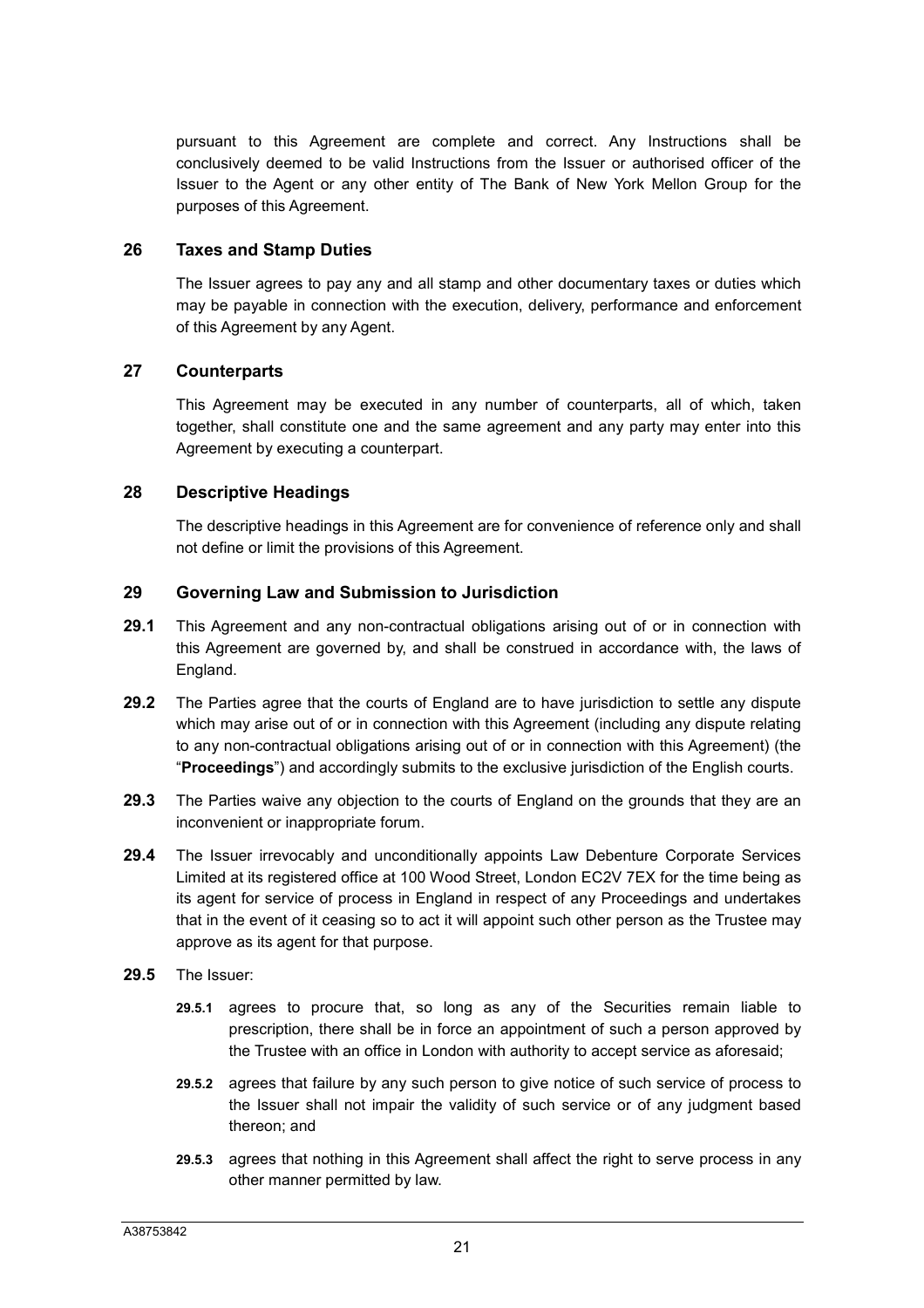pursuant to this Agreement are complete and correct. Any Instructions shall be conclusively deemed to be valid Instructions from the Issuer or authorised officer of the Issuer to the Agent or any other entity of The Bank of New York Mellon Group for the purposes of this Agreement.

## 26 Taxes and Stamp Duties

The Issuer agrees to pay any and all stamp and other documentary taxes or duties which may be payable in connection with the execution, delivery, performance and enforcement of this Agreement by any Agent.

## 27 Counterparts

This Agreement may be executed in any number of counterparts, all of which, taken together, shall constitute one and the same agreement and any party may enter into this Agreement by executing a counterpart.

## 28 Descriptive Headings

The descriptive headings in this Agreement are for convenience of reference only and shall not define or limit the provisions of this Agreement.

## 29 Governing Law and Submission to Jurisdiction

**29.1** This Agreement and any non-contractual obligations arising out of or in connection with this Agreement are governed by, and shall be construed in accordance with, the laws of England.

**29.2** The Parties agree that the courts of England are to have jurisdiction to settle any dispute which may arise out of or in connection with this Agreement (including any dispute relating to any non-contractual obligations arising out of or in connection with this Agreement) (the "**Proceedings**") and accordingly submits to the exclusive jurisdiction of the English courts.

**29.3** The Parties waive any objection to the courts of England on the grounds that they are an inconvenient or inappropriate forum.

**29.4** The Issuer irrevocably and unconditionally appoints Law Debenture Corporate Services Limited at its registered office at 100 Wood Street, London EC2V 7EX for the time being as its agent for service of process in England in respect of any Proceedings and undertakes that in the event of it ceasing so to act it will appoint such other person as the Trustee may approve as its agent for that purpose.

**29.5** The Issuer:

**29.5.1** agrees to procure that, so long as any of the Securities remain liable to prescription, there shall be in force an appointment of such a person approved by the Trustee with an office in London with authority to accept service as aforesaid;

**29.5.2** agrees that failure by any such person to give notice of such service of process to the Issuer shall not impair the validity of such service or of any judgment based thereon; and

**29.5.3** agrees that nothing in this Agreement shall affect the right to serve process in any other manner permitted by law.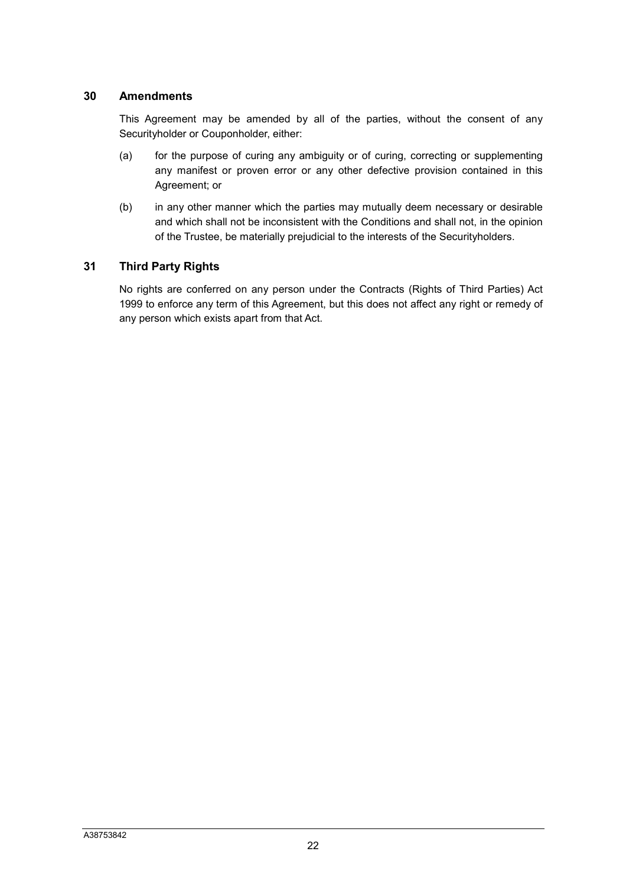## 30 Amendments

This Agreement may be amended by all of the parties, without the consent of any Securityholder or Couponholder, either:

(a) for the purpose of curing any ambiguity or of curing, correcting or supplementing any manifest or proven error or any other defective provision contained in this Agreement; or

(b) in any other manner which the parties may mutually deem necessary or desirable and which shall not be inconsistent with the Conditions and shall not, in the opinion of the Trustee, be materially prejudicial to the interests of the Securityholders.

## 31 Third Party Rights

No rights are conferred on any person under the Contracts (Rights of Third Parties) Act 1999 to enforce any term of this Agreement, but this does not affect any right or remedy of any person which exists apart from that Act.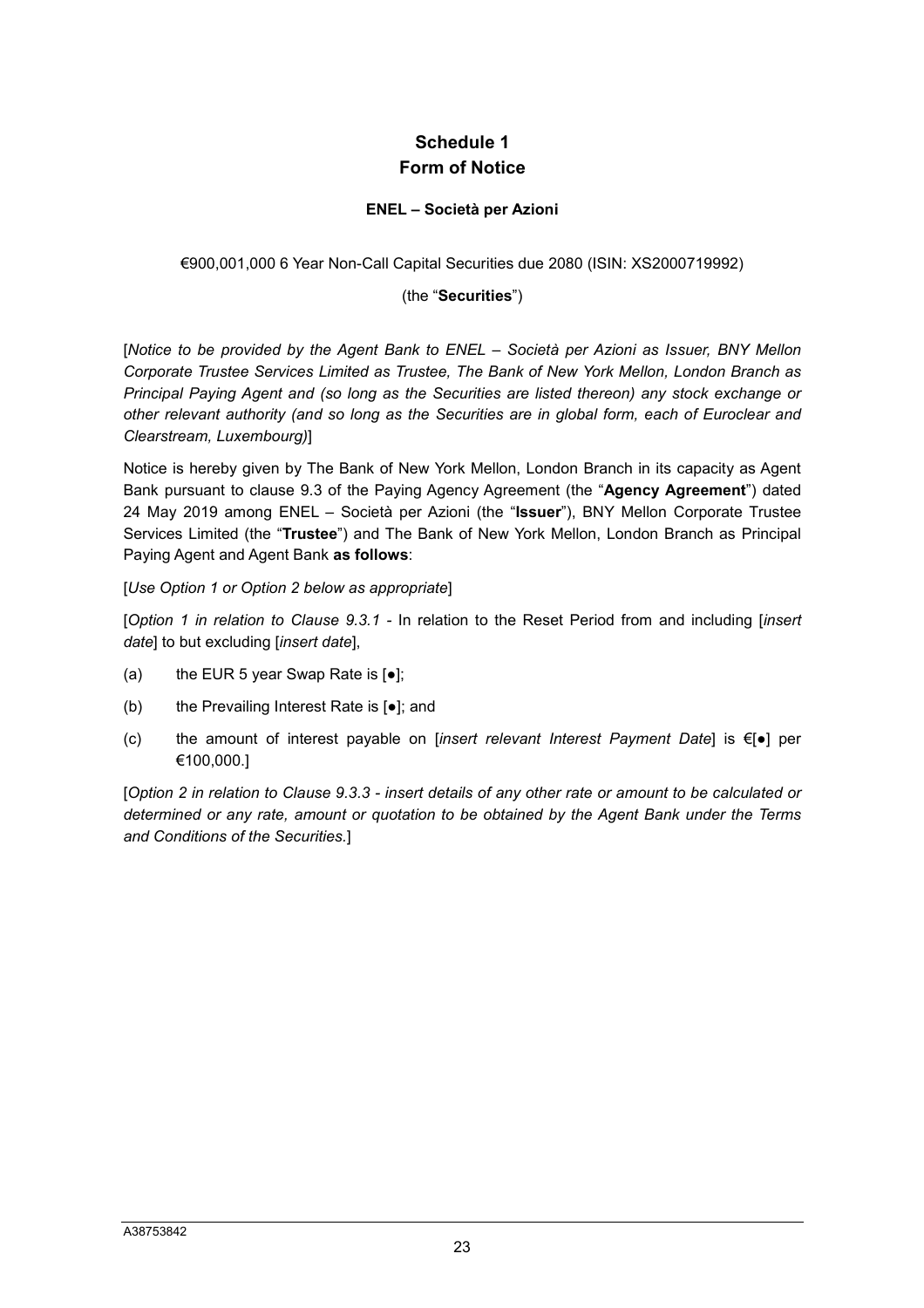# Schedule 1
# Form of Notice

**ENEL – Società per Azioni**

€900,001,000 6 Year Non-Call Capital Securities due 2080 (ISIN: XS2000719992)

(the "**Securities**")

[*Notice to be provided by the Agent Bank to ENEL – Società per Azioni as Issuer, BNY Mellon Corporate Trustee Services Limited as Trustee, The Bank of New York Mellon, London Branch as Principal Paying Agent and (so long as the Securities are listed thereon) any stock exchange or other relevant authority (and so long as the Securities are in global form, each of Euroclear and Clearstream, Luxembourg)*]

Notice is hereby given by The Bank of New York Mellon, London Branch in its capacity as Agent Bank pursuant to clause 9.3 of the Paying Agency Agreement (the "**Agency Agreement**") dated 24 May 2019 among ENEL – Società per Azioni (the "**Issuer**"), BNY Mellon Corporate Trustee Services Limited (the "**Trustee**") and The Bank of New York Mellon, London Branch as Principal Paying Agent and Agent Bank **as follows**:

[*Use Option 1 or Option 2 below as appropriate*]

[*Option 1 in relation to Clause 9.3.1* - In relation to the Reset Period from and including [*insert date*] to but excluding [*insert date*],

(a) the EUR 5 year Swap Rate is [●];

(b) the Prevailing Interest Rate is [●]; and

(c) the amount of interest payable on [*insert relevant Interest Payment Date*] is €[●] per €100,000.]

[*Option 2 in relation to Clause 9.3.3 - insert details of any other rate or amount to be calculated or determined or any rate, amount or quotation to be obtained by the Agent Bank under the Terms and Conditions of the Securities.*]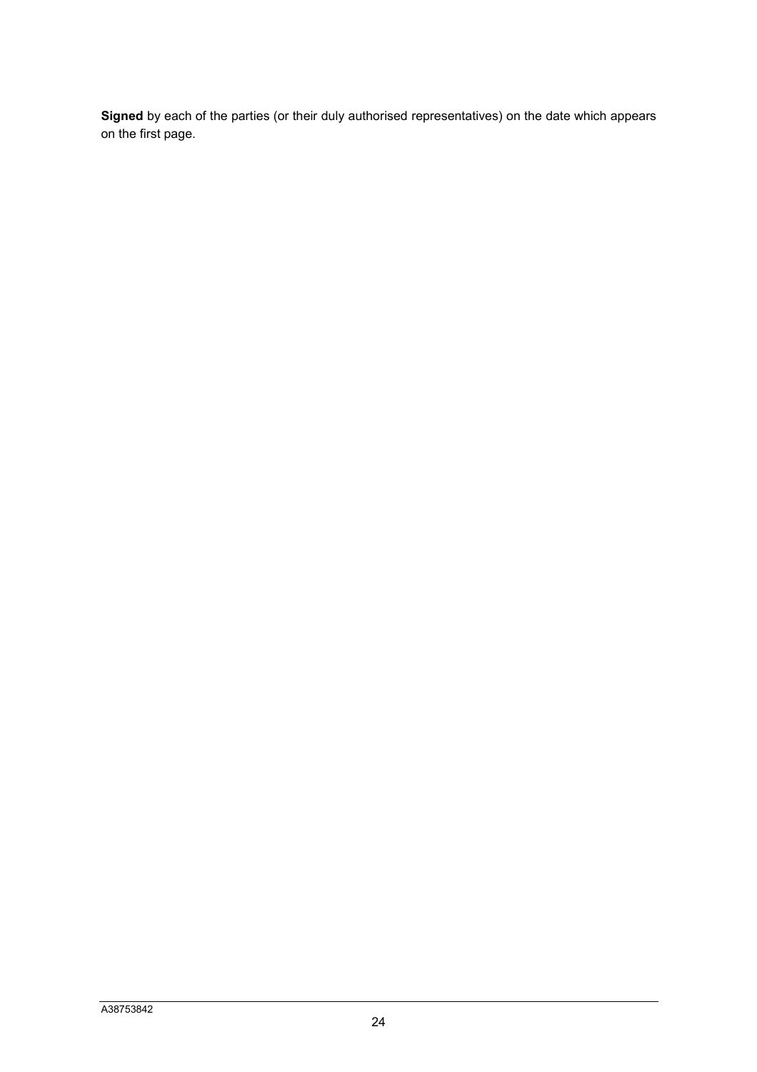**Signed** by each of the parties (or their duly authorised representatives) on the date which appears on the first page.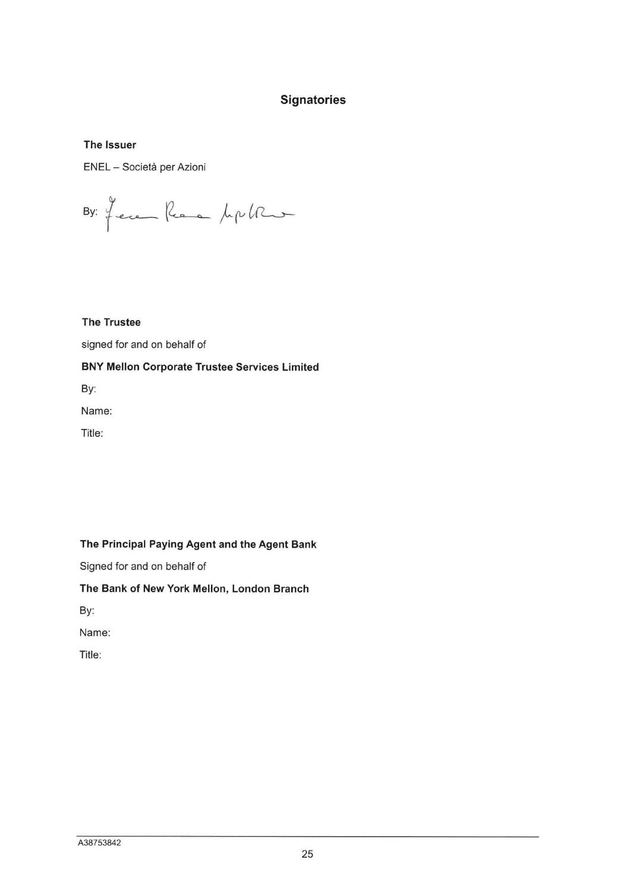## Signatories

**The Issuer**

ENEL – Società per Azioni

By:

**The Trustee**

signed for and on behalf of

**BNY Mellon Corporate Trustee Services Limited**

By:

Name:

Title:

**The Principal Paying Agent and the Agent Bank**

Signed for and on behalf of

**The Bank of New York Mellon, London Branch**

By:

Name:

Title:

A38753842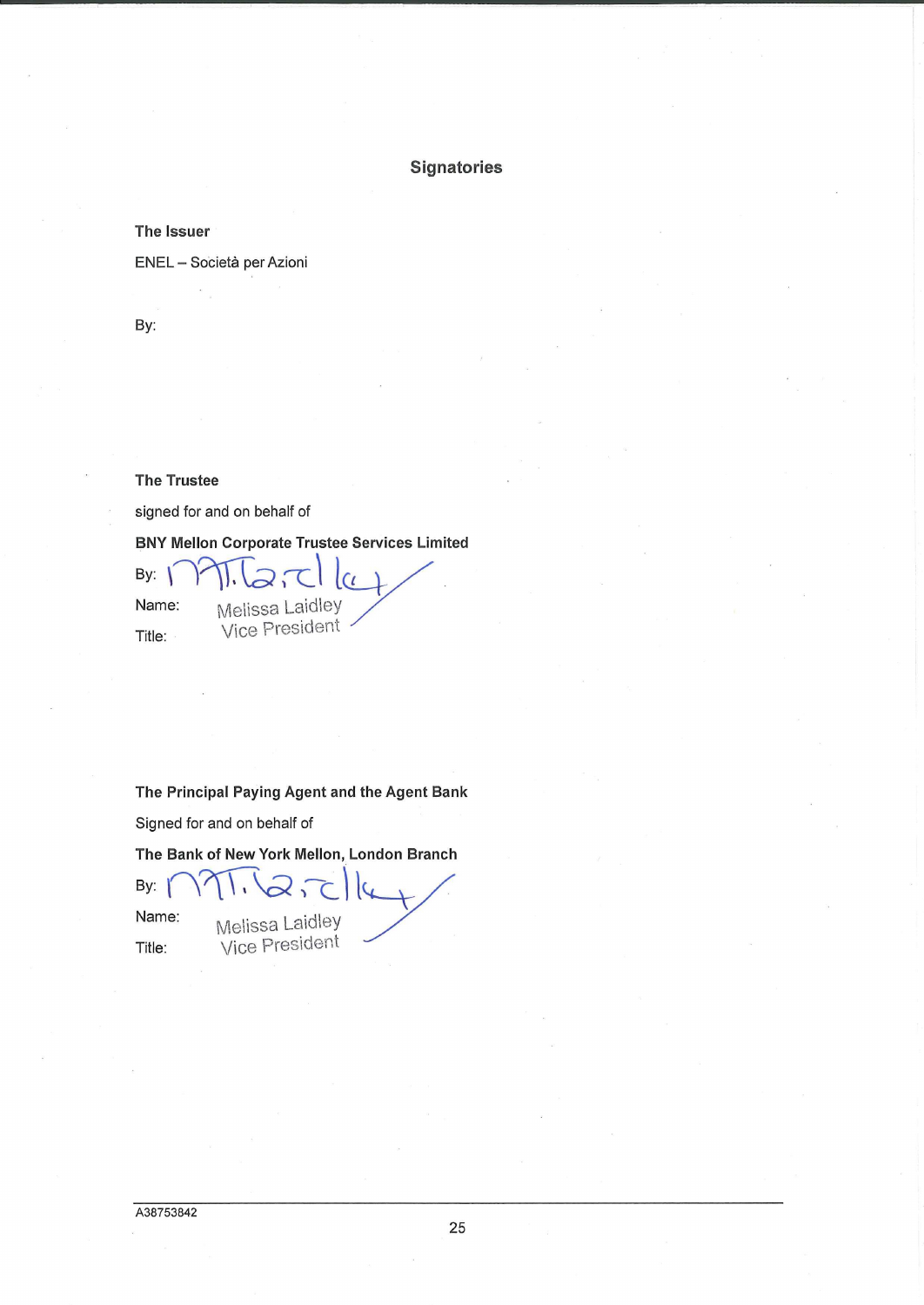## Signatories

**The Issuer**

ENEL – Società per Azioni

By:

**The Trustee**

signed for and on behalf of

**BNY Mellon Corporate Trustee Services Limited**

By:

Name: Melissa Laidley

Title: Vice President

**The Principal Paying Agent and the Agent Bank**

Signed for and on behalf of

**The Bank of New York Mellon, London Branch**

By:

Name: Melissa Laidley

Title: Vice President

A38753842